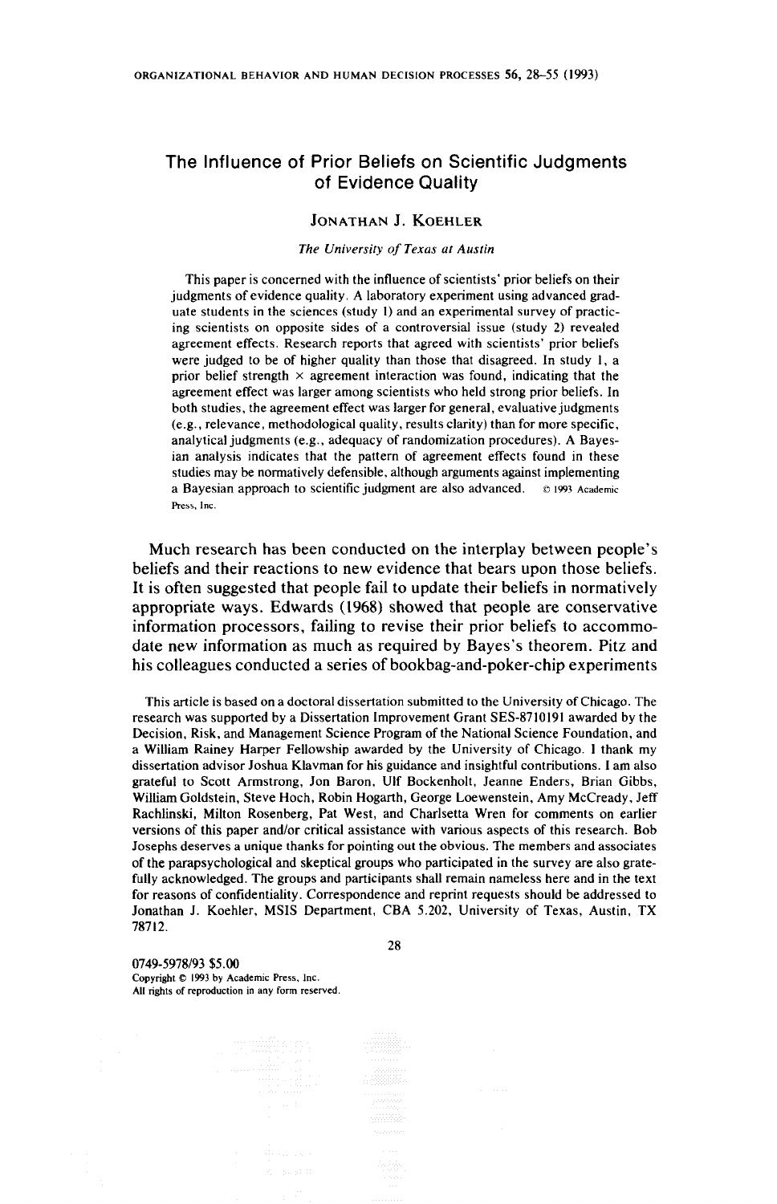# The Influence of Prior Beliefs on Scientific Judgments of Evidence Quality

JONATHAN J. KOEHLER

*The University of Texas at Austin*

This paper is concerned with the influence of scientists' prior beliefs on their judgments of evidence quality. A laboratory experiment using advanced graduate students in the sciences (study 1) and an experimental survey of practicing scientists on opposite sides of a controversial issue (study 2) revealed agreement effects. Research reports that agreed with scientists' prior beliefs were judged to be of higher quality than those that disagreed. In study 1, a prior belief strength × agreement interaction was found, indicating that the agreement effect was larger among scientists who held strong prior beliefs. In both studies, the agreement effect was larger for general, evaluative judgments (e.g., relevance, methodological quality, results clarity) than for more specific, analytical judgments (e.g., adequacy of randomization procedures). A Bayesian analysis indicates that the pattern of agreement effects found in these studies may be normatively defensible, although arguments against implementing a Bayesian approach to scientific judgment are also advanced. © 1993 Academic Press, Inc.

Much research has been conducted on the interplay between people's beliefs and their reactions to new evidence that bears upon those beliefs. It is often suggested that people fail to update their beliefs in normatively appropriate ways. Edwards (1968) showed that people are conservative information processors, failing to revise their prior beliefs to accommodate new information as much as required by Bayes's theorem. Pitz and his colleagues conducted a series of bookbag-and-poker-chip experiments

This article is based on a doctoral dissertation submitted to the University of Chicago. The research was supported by a Dissertation Improvement Grant SES-8710191 awarded by the Decision, Risk, and Management Science Program of the National Science Foundation, and a William Rainey Harper Fellowship awarded by the University of Chicago. I thank my dissertation advisor Joshua Klayman for his guidance and insightful contributions. I am also grateful to Scott Armstrong, Jon Baron, Ulf Bockenholt, Jeanne Enders, Brian Gibbs, William Goldstein, Steve Hoch, Robin Hogarth, George Loewenstein, Amy McCready, Jeff Rachlinski, Milton Rosenberg, Pat West, and Charlsetta Wren for comments on earlier versions of this paper and/or critical assistance with various aspects of this research. Bob Josephs deserves a unique thanks for pointing out the obvious. The members and associates of the parapsychological and skeptical groups who participated in the survey are also gratefully acknowledged. The groups and participants shall remain nameless here and in the text for reasons of confidentiality. Correspondence and reprint requests should be addressed to Jonathan J. Koehler, MSIS Department, CBA 5.202, University of Texas, Austin, TX 78712.

0749-5978/93 $5.00
Copyright © 1993 by Academic Press, Inc.
All rights of reproduction in any form reserved.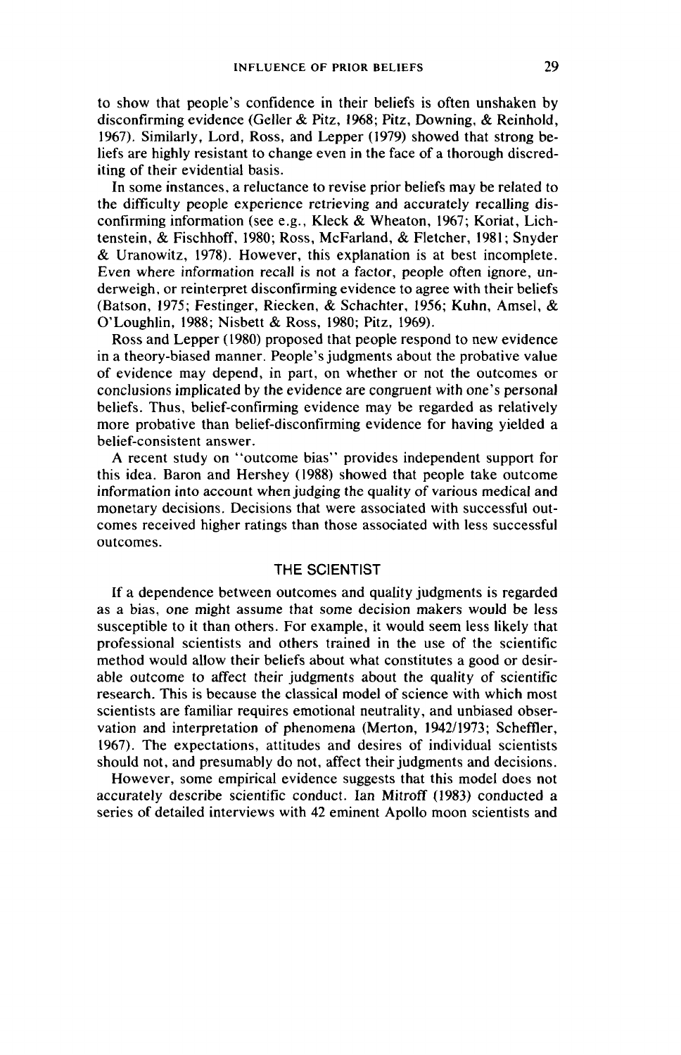to show that people's confidence in their beliefs is often unshaken by disconfirming evidence (Geller & Pitz, 1968; Pitz, Downing, & Reinhold, 1967). Similarly, Lord, Ross, and Lepper (1979) showed that strong beliefs are highly resistant to change even in the face of a thorough discrediting of their evidential basis.

In some instances, a reluctance to revise prior beliefs may be related to the difficulty people experience retrieving and accurately recalling disconfirming information (see e.g., Kleck & Wheaton, 1967; Koriat, Lichtenstein, & Fischhoff, 1980; Ross, McFarland, & Fletcher, 1981; Snyder & Uranowitz, 1978). However, this explanation is at best incomplete. Even where information recall is not a factor, people often ignore, underweigh, or reinterpret disconfirming evidence to agree with their beliefs (Batson, 1975; Festinger, Riecken, & Schachter, 1956; Kuhn, Amsel, & O'Loughlin, 1988; Nisbett & Ross, 1980; Pitz, 1969).

Ross and Lepper (1980) proposed that people respond to new evidence in a theory-biased manner. People's judgments about the probative value of evidence may depend, in part, on whether or not the outcomes or conclusions implicated by the evidence are congruent with one's personal beliefs. Thus, belief-confirming evidence may be regarded as relatively more probative than belief-disconfirming evidence for having yielded a belief-consistent answer.

A recent study on "outcome bias" provides independent support for this idea. Baron and Hershey (1988) showed that people take outcome information into account when judging the quality of various medical and monetary decisions. Decisions that were associated with successful outcomes received higher ratings than those associated with less successful outcomes.

## THE SCIENTIST

If a dependence between outcomes and quality judgments is regarded as a bias, one might assume that some decision makers would be less susceptible to it than others. For example, it would seem less likely that professional scientists and others trained in the use of the scientific method would allow their beliefs about what constitutes a good or desirable outcome to affect their judgments about the quality of scientific research. This is because the classical model of science with which most scientists are familiar requires emotional neutrality, and unbiased observation and interpretation of phenomena (Merton, 1942/1973; Scheffler, 1967). The expectations, attitudes and desires of individual scientists should not, and presumably do not, affect their judgments and decisions.

However, some empirical evidence suggests that this model does not accurately describe scientific conduct. Ian Mitroff (1983) conducted a series of detailed interviews with 42 eminent Apollo moon scientists and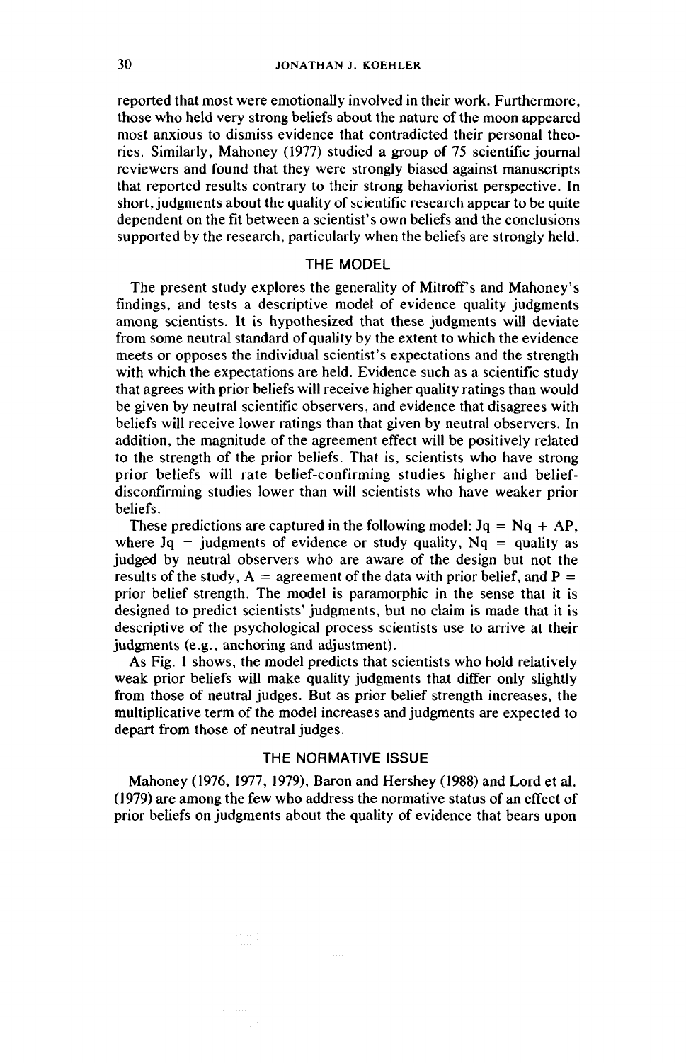reported that most were emotionally involved in their work. Furthermore, those who held very strong beliefs about the nature of the moon appeared most anxious to dismiss evidence that contradicted their personal theories. Similarly, Mahoney (1977) studied a group of 75 scientific journal reviewers and found that they were strongly biased against manuscripts that reported results contrary to their strong behaviorist perspective. In short, judgments about the quality of scientific research appear to be quite dependent on the fit between a scientist's own beliefs and the conclusions supported by the research, particularly when the beliefs are strongly held.

## THE MODEL

The present study explores the generality of Mitroff's and Mahoney's findings, and tests a descriptive model of evidence quality judgments among scientists. It is hypothesized that these judgments will deviate from some neutral standard of quality by the extent to which the evidence meets or opposes the individual scientist's expectations and the strength with which the expectations are held. Evidence such as a scientific study that agrees with prior beliefs will receive higher quality ratings than would be given by neutral scientific observers, and evidence that disagrees with beliefs will receive lower ratings than that given by neutral observers. In addition, the magnitude of the agreement effect will be positively related to the strength of the prior beliefs. That is, scientists who have strong prior beliefs will rate belief-confirming studies higher and belief-disconfirming studies lower than will scientists who have weaker prior beliefs.

These predictions are captured in the following model: $Jq = Nq + AP$, where $Jq$ = judgments of evidence or study quality, $Nq$ = quality as judged by neutral observers who are aware of the design but not the results of the study, $A$ = agreement of the data with prior belief, and $P$ = prior belief strength. The model is paramorphic in the sense that it is designed to predict scientists' judgments, but no claim is made that it is descriptive of the psychological process scientists use to arrive at their judgments (e.g., anchoring and adjustment).

As Fig. 1 shows, the model predicts that scientists who hold relatively weak prior beliefs will make quality judgments that differ only slightly from those of neutral judges. But as prior belief strength increases, the multiplicative term of the model increases and judgments are expected to depart from those of neutral judges.

## THE NORMATIVE ISSUE

Mahoney (1976, 1977, 1979), Baron and Hershey (1988) and Lord et al. (1979) are among the few who address the normative status of an effect of prior beliefs on judgments about the quality of evidence that bears upon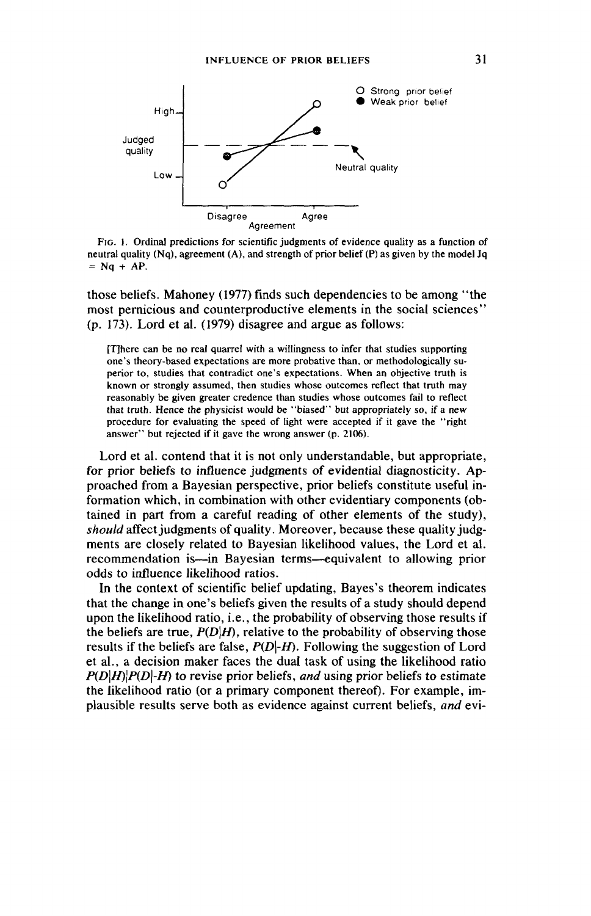FIG. 1. Ordinal predictions for scientific judgments of evidence quality as a function of neutral quality (Nq), agreement (A), and strength of prior belief (P) as given by the model Jq = Nq + AP.

those beliefs. Mahoney (1977) finds such dependencies to be among "the most pernicious and counterproductive elements in the social sciences" (p. 173). Lord et al. (1979) disagree and argue as follows:

> [T]here can be no real quarrel with a willingness to infer that studies supporting one's theory-based expectations are more probative than, or methodologically superior to, studies that contradict one's expectations. When an objective truth is known or strongly assumed, then studies whose outcomes reflect that truth may reasonably be given greater credence than studies whose outcomes fail to reflect that truth. Hence the physicist would be "biased" but appropriately so, if a new procedure for evaluating the speed of light were accepted if it gave the "right answer" but rejected if it gave the wrong answer (p. 2106).

Lord et al. contend that it is not only understandable, but appropriate, for prior beliefs to influence judgments of evidential diagnosticity. Approached from a Bayesian perspective, prior beliefs constitute useful information which, in combination with other evidentiary components (obtained in part from a careful reading of other elements of the study), *should* affect judgments of quality. Moreover, because these quality judgments are closely related to Bayesian likelihood values, the Lord et al. recommendation is—in Bayesian terms—equivalent to allowing prior odds to influence likelihood ratios.

In the context of scientific belief updating, Bayes's theorem indicates that the change in one's beliefs given the results of a study should depend upon the likelihood ratio, i.e., the probability of observing those results if the beliefs are true, $P(D|H)$, relative to the probability of observing those results if the beliefs are false, $P(D|{-H})$. Following the suggestion of Lord et al., a decision maker faces the dual task of using the likelihood ratio $P(D|H)/P(D|{-H})$ to revise prior beliefs, *and* using prior beliefs to estimate the likelihood ratio (or a primary component thereof). For example, implausible results serve both as evidence against current beliefs, *and* evi-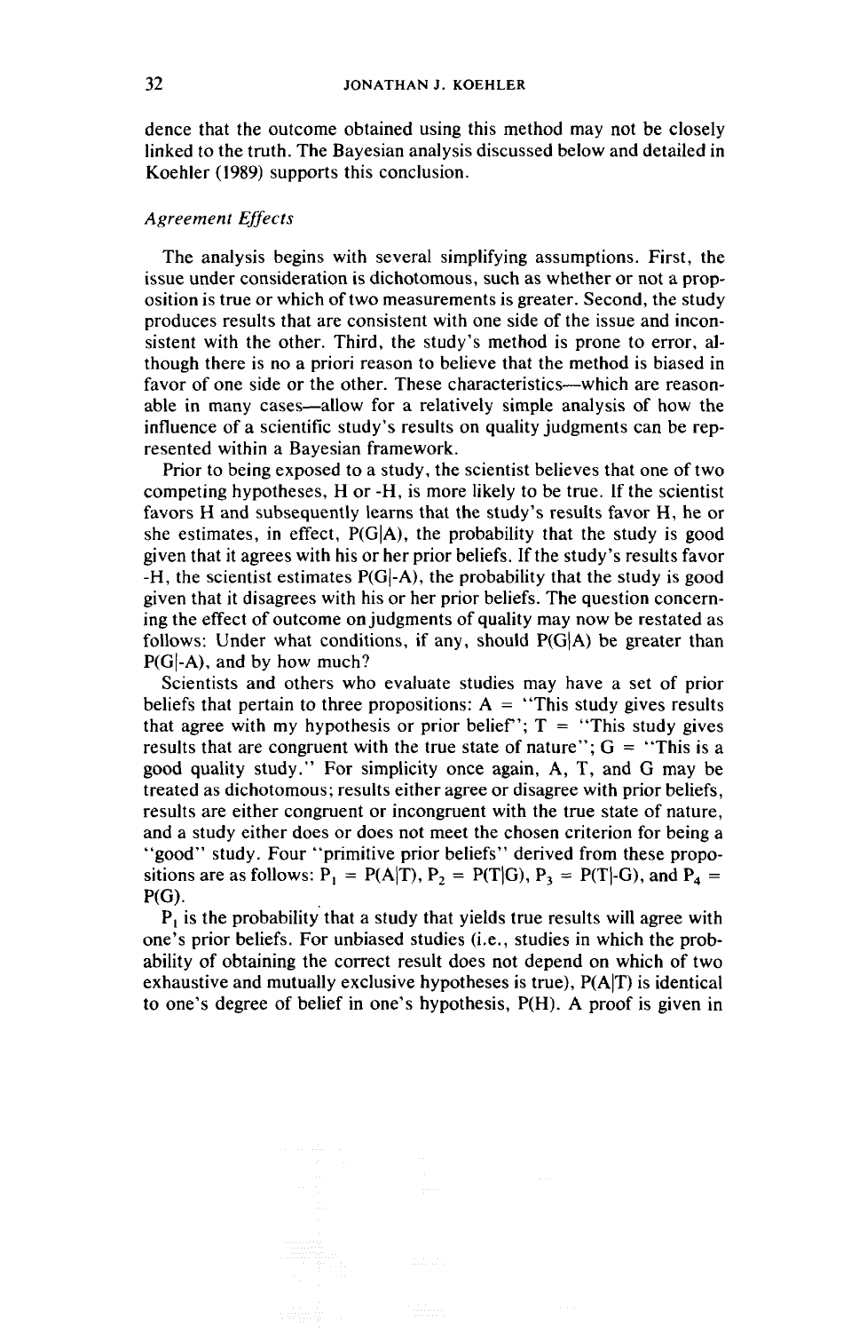dence that the outcome obtained using this method may not be closely linked to the truth. The Bayesian analysis discussed below and detailed in Koehler (1989) supports this conclusion.

### *Agreement Effects*

The analysis begins with several simplifying assumptions. First, the issue under consideration is dichotomous, such as whether or not a proposition is true or which of two measurements is greater. Second, the study produces results that are consistent with one side of the issue and inconsistent with the other. Third, the study's method is prone to error, although there is no a priori reason to believe that the method is biased in favor of one side or the other. These characteristics—which are reasonable in many cases—allow for a relatively simple analysis of how the influence of a scientific study's results on quality judgments can be represented within a Bayesian framework.

Prior to being exposed to a study, the scientist believes that one of two competing hypotheses, H or -H, is more likely to be true. If the scientist favors H and subsequently learns that the study's results favor H, he or she estimates, in effect, $P(G|A)$, the probability that the study is good given that it agrees with his or her prior beliefs. If the study's results favor -H, the scientist estimates $P(G|-A)$, the probability that the study is good given that it disagrees with his or her prior beliefs. The question concerning the effect of outcome on judgments of quality may now be restated as follows: Under what conditions, if any, should $P(G|A)$ be greater than $P(G|-A)$, and by how much?

Scientists and others who evaluate studies may have a set of prior beliefs that pertain to three propositions: A = "This study gives results that agree with my hypothesis or prior belief"; T = "This study gives results that are congruent with the true state of nature"; G = "This is a good quality study." For simplicity once again, A, T, and G may be treated as dichotomous; results either agree or disagree with prior beliefs, results are either congruent or incongruent with the true state of nature, and a study either does or does not meet the chosen criterion for being a "good" study. Four "primitive prior beliefs" derived from these propositions are as follows: $P_1 = P(A|T)$, $P_2 = P(T|G)$, $P_3 = P(T|-G)$, and $P_4 = P(G)$.

$P_1$ is the probability that a study that yields true results will agree with one's prior beliefs. For unbiased studies (i.e., studies in which the probability of obtaining the correct result does not depend on which of two exhaustive and mutually exclusive hypotheses is true), $P(A|T)$ is identical to one's degree of belief in one's hypothesis, $P(H)$. A proof is given in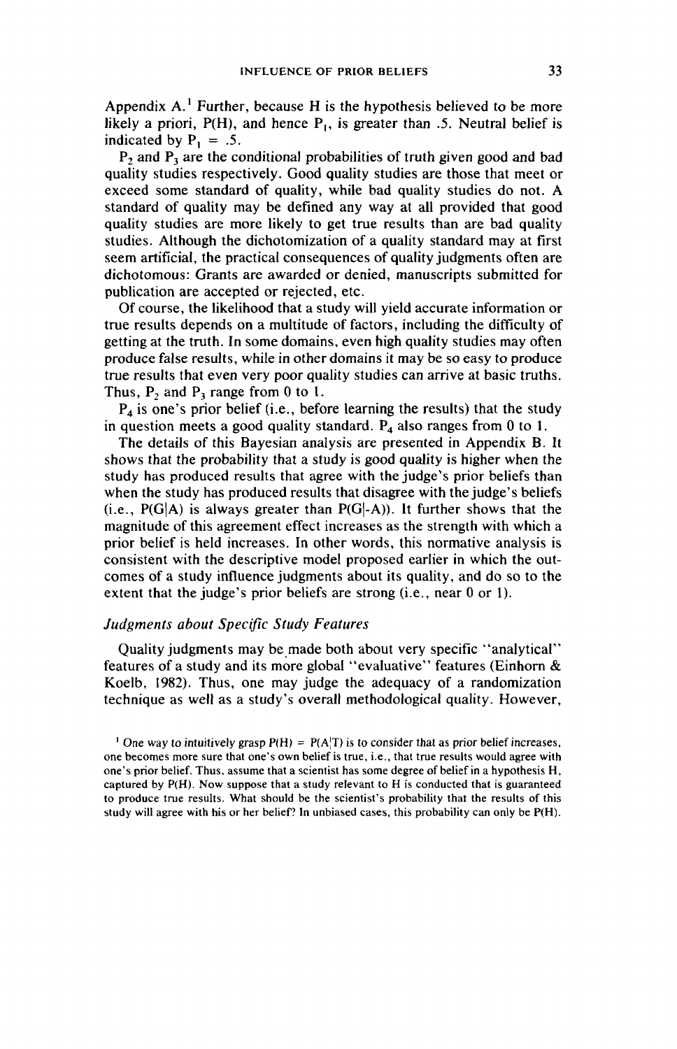Appendix A.[1] Further, because H is the hypothesis believed to be more likely a priori, P(H), and hence $P_1$, is greater than .5. Neutral belief is indicated by $P_1 = .5$.

$P_2$ and $P_3$ are the conditional probabilities of truth given good and bad quality studies respectively. Good quality studies are those that meet or exceed some standard of quality, while bad quality studies do not. A standard of quality may be defined any way at all provided that good quality studies are more likely to get true results than are bad quality studies. Although the dichotomization of a quality standard may at first seem artificial, the practical consequences of quality judgments often are dichotomous: Grants are awarded or denied, manuscripts submitted for publication are accepted or rejected, etc.

Of course, the likelihood that a study will yield accurate information or true results depends on a multitude of factors, including the difficulty of getting at the truth. In some domains, even high quality studies may often produce false results, while in other domains it may be so easy to produce true results that even very poor quality studies can arrive at basic truths. Thus, $P_2$ and $P_3$ range from 0 to 1.

$P_4$ is one's prior belief (i.e., before learning the results) that the study in question meets a good quality standard. $P_4$ also ranges from 0 to 1.

The details of this Bayesian analysis are presented in Appendix B. It shows that the probability that a study is good quality is higher when the study has produced results that agree with the judge's prior beliefs than when the study has produced results that disagree with the judge's beliefs (i.e., $P(G|A)$ is always greater than $P(G|-A)$). It further shows that the magnitude of this agreement effect increases as the strength with which a prior belief is held increases. In other words, this normative analysis is consistent with the descriptive model proposed earlier in which the outcomes of a study influence judgments about its quality, and do so to the extent that the judge's prior beliefs are strong (i.e., near 0 or 1).

### *Judgments about Specific Study Features*

Quality judgments may be made both about very specific "analytical" features of a study and its more global "evaluative" features (Einhorn & Koelb, 1982). Thus, one may judge the adequacy of a randomization technique as well as a study's overall methodological quality. However,

[1] One way to intuitively grasp $P(H) = P(A|T)$ is to consider that as prior belief increases, one becomes more sure that one's own belief is true, i.e., that true results would agree with one's prior belief. Thus, assume that a scientist has some degree of belief in a hypothesis H, captured by P(H). Now suppose that a study relevant to H is conducted that is guaranteed to produce true results. What should be the scientist's probability that the results of this study will agree with his or her belief? In unbiased cases, this probability can only be P(H).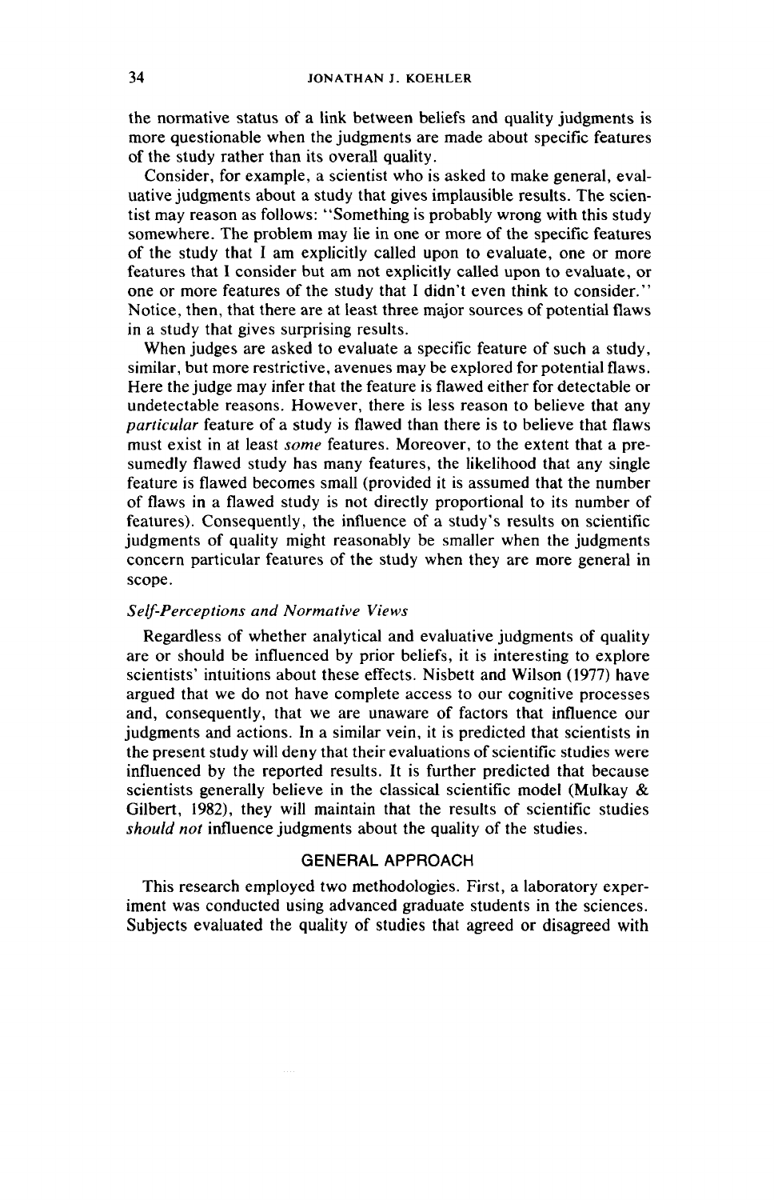the normative status of a link between beliefs and quality judgments is more questionable when the judgments are made about specific features of the study rather than its overall quality.

Consider, for example, a scientist who is asked to make general, evaluative judgments about a study that gives implausible results. The scientist may reason as follows: "Something is probably wrong with this study somewhere. The problem may lie in one or more of the specific features of the study that I am explicitly called upon to evaluate, one or more features that I consider but am not explicitly called upon to evaluate, or one or more features of the study that I didn't even think to consider." Notice, then, that there are at least three major sources of potential flaws in a study that gives surprising results.

When judges are asked to evaluate a specific feature of such a study, similar, but more restrictive, avenues may be explored for potential flaws. Here the judge may infer that the feature is flawed either for detectable or undetectable reasons. However, there is less reason to believe that any *particular* feature of a study is flawed than there is to believe that flaws must exist in at least *some* features. Moreover, to the extent that a presumedly flawed study has many features, the likelihood that any single feature is flawed becomes small (provided it is assumed that the number of flaws in a flawed study is not directly proportional to its number of features). Consequently, the influence of a study's results on scientific judgments of quality might reasonably be smaller when the judgments concern particular features of the study when they are more general in scope.

### *Self-Perceptions and Normative Views*

Regardless of whether analytical and evaluative judgments of quality are or should be influenced by prior beliefs, it is interesting to explore scientists' intuitions about these effects. Nisbett and Wilson (1977) have argued that we do not have complete access to our cognitive processes and, consequently, that we are unaware of factors that influence our judgments and actions. In a similar vein, it is predicted that scientists in the present study will deny that their evaluations of scientific studies were influenced by the reported results. It is further predicted that because scientists generally believe in the classical scientific model (Mulkay & Gilbert, 1982), they will maintain that the results of scientific studies *should not* influence judgments about the quality of the studies.

## GENERAL APPROACH

This research employed two methodologies. First, a laboratory experiment was conducted using advanced graduate students in the sciences. Subjects evaluated the quality of studies that agreed or disagreed with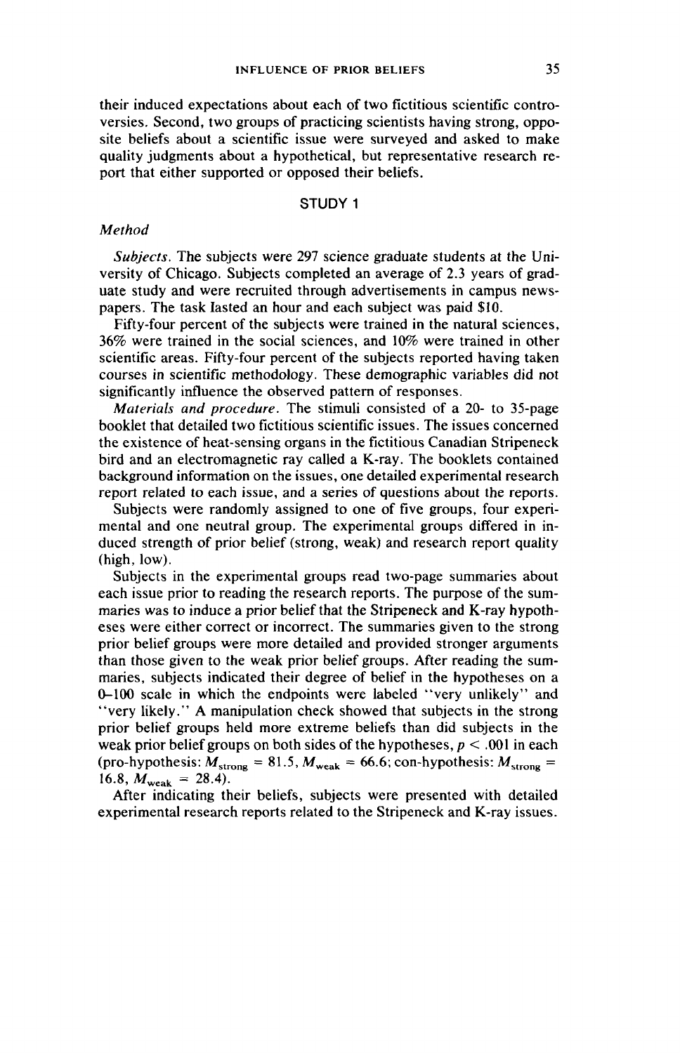their induced expectations about each of two fictitious scientific controversies. Second, two groups of practicing scientists having strong, opposite beliefs about a scientific issue were surveyed and asked to make quality judgments about a hypothetical, but representative research report that either supported or opposed their beliefs.

## STUDY 1

### *Method*

*Subjects.* The subjects were 297 science graduate students at the University of Chicago. Subjects completed an average of 2.3 years of graduate study and were recruited through advertisements in campus newspapers. The task lasted an hour and each subject was paid $10.

Fifty-four percent of the subjects were trained in the natural sciences, 36% were trained in the social sciences, and 10% were trained in other scientific areas. Fifty-four percent of the subjects reported having taken courses in scientific methodology. These demographic variables did not significantly influence the observed pattern of responses.

*Materials and procedure.* The stimuli consisted of a 20- to 35-page booklet that detailed two fictitious scientific issues. The issues concerned the existence of heat-sensing organs in the fictitious Canadian Stripeneck bird and an electromagnetic ray called a K-ray. The booklets contained background information on the issues, one detailed experimental research report related to each issue, and a series of questions about the reports.

Subjects were randomly assigned to one of five groups, four experimental and one neutral group. The experimental groups differed in induced strength of prior belief (strong, weak) and research report quality (high, low).

Subjects in the experimental groups read two-page summaries about each issue prior to reading the research reports. The purpose of the summaries was to induce a prior belief that the Stripeneck and K-ray hypotheses were either correct or incorrect. The summaries given to the strong prior belief groups were more detailed and provided stronger arguments than those given to the weak prior belief groups. After reading the summaries, subjects indicated their degree of belief in the hypotheses on a 0–100 scale in which the endpoints were labeled "very unlikely" and "very likely." A manipulation check showed that subjects in the strong prior belief groups held more extreme beliefs than did subjects in the weak prior belief groups on both sides of the hypotheses, $p < .001$ in each (pro-hypothesis: $M_{\text{strong}} = 81.5$, $M_{\text{weak}} = 66.6$; con-hypothesis: $M_{\text{strong}} = 16.8$, $M_{\text{weak}} = 28.4$).

After indicating their beliefs, subjects were presented with detailed experimental research reports related to the Stripeneck and K-ray issues.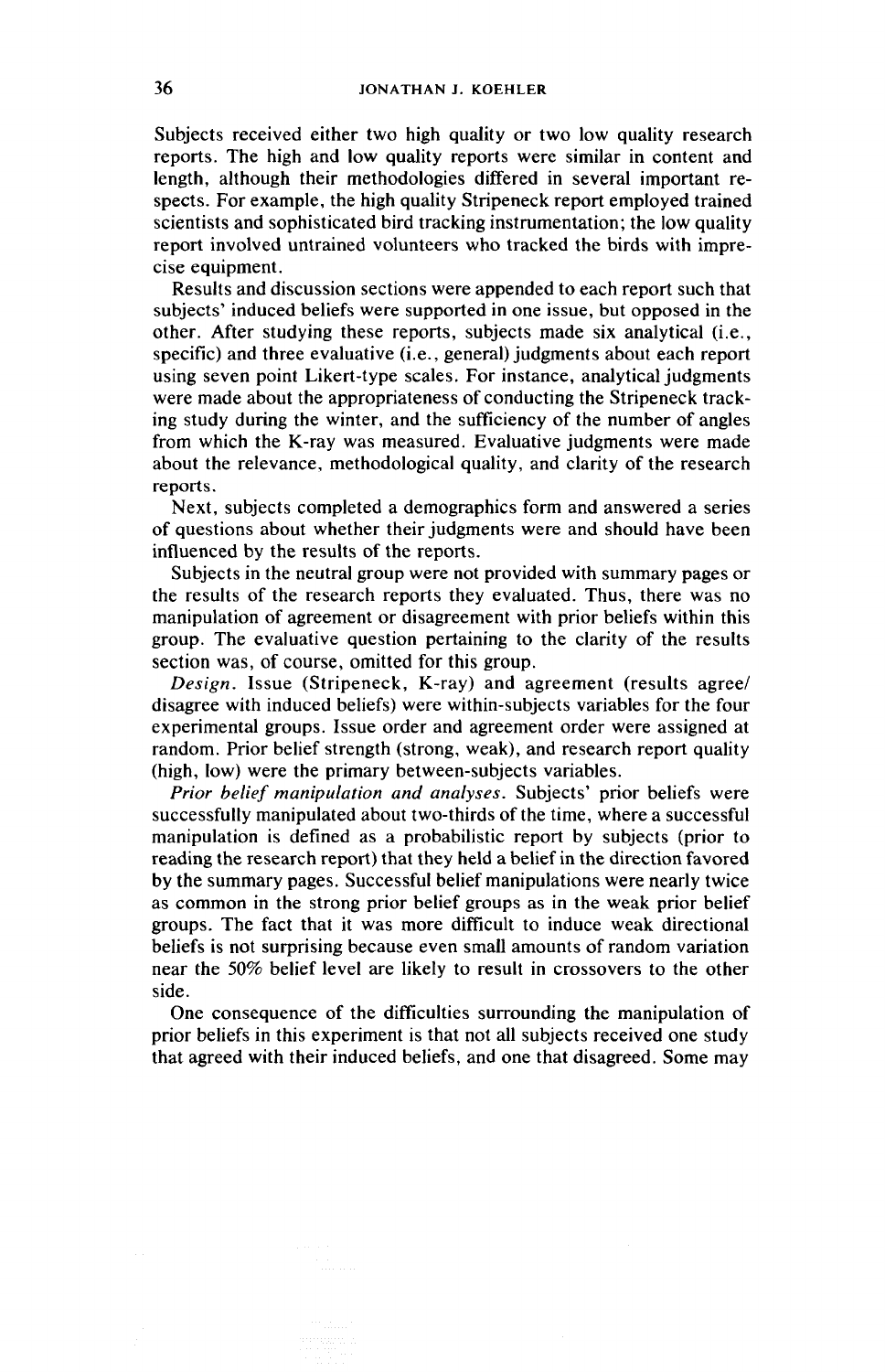Subjects received either two high quality or two low quality research reports. The high and low quality reports were similar in content and length, although their methodologies differed in several important respects. For example, the high quality Stripeneck report employed trained scientists and sophisticated bird tracking instrumentation; the low quality report involved untrained volunteers who tracked the birds with imprecise equipment.

Results and discussion sections were appended to each report such that subjects' induced beliefs were supported in one issue, but opposed in the other. After studying these reports, subjects made six analytical (i.e., specific) and three evaluative (i.e., general) judgments about each report using seven point Likert-type scales. For instance, analytical judgments were made about the appropriateness of conducting the Stripeneck tracking study during the winter, and the sufficiency of the number of angles from which the K-ray was measured. Evaluative judgments were made about the relevance, methodological quality, and clarity of the research reports.

Next, subjects completed a demographics form and answered a series of questions about whether their judgments were and should have been influenced by the results of the reports.

Subjects in the neutral group were not provided with summary pages or the results of the research reports they evaluated. Thus, there was no manipulation of agreement or disagreement with prior beliefs within this group. The evaluative question pertaining to the clarity of the results section was, of course, omitted for this group.

*Design.* Issue (Stripeneck, K-ray) and agreement (results agree/disagree with induced beliefs) were within-subjects variables for the four experimental groups. Issue order and agreement order were assigned at random. Prior belief strength (strong, weak), and research report quality (high, low) were the primary between-subjects variables.

*Prior belief manipulation and analyses.* Subjects' prior beliefs were successfully manipulated about two-thirds of the time, where a successful manipulation is defined as a probabilistic report by subjects (prior to reading the research report) that they held a belief in the direction favored by the summary pages. Successful belief manipulations were nearly twice as common in the strong prior belief groups as in the weak prior belief groups. The fact that it was more difficult to induce weak directional beliefs is not surprising because even small amounts of random variation near the 50% belief level are likely to result in crossovers to the other side.

One consequence of the difficulties surrounding the manipulation of prior beliefs in this experiment is that not all subjects received one study that agreed with their induced beliefs, and one that disagreed. Some may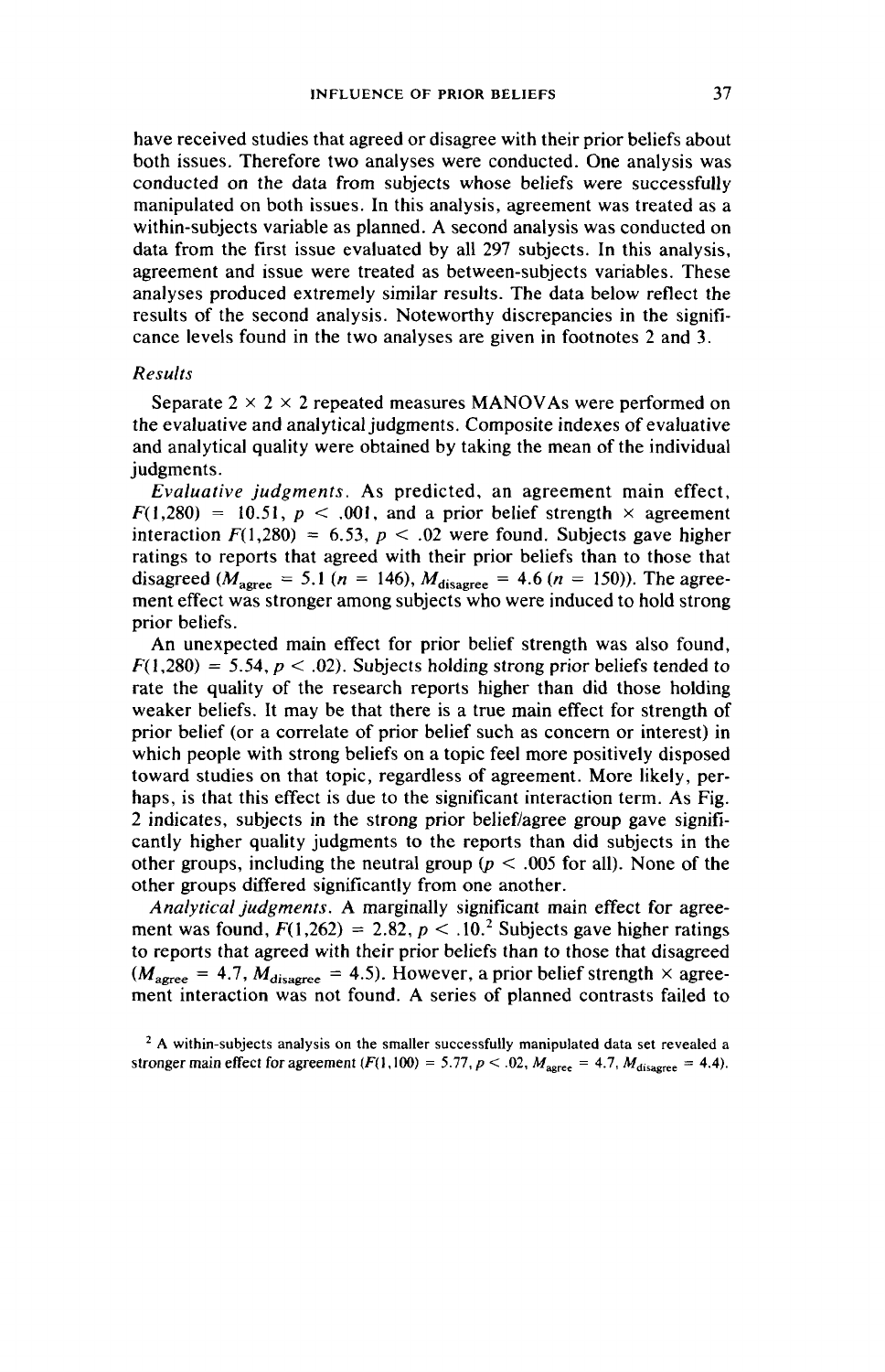have received studies that agreed or disagree with their prior beliefs about both issues. Therefore two analyses were conducted. One analysis was conducted on the data from subjects whose beliefs were successfully manipulated on both issues. In this analysis, agreement was treated as a within-subjects variable as planned. A second analysis was conducted on data from the first issue evaluated by all 297 subjects. In this analysis, agreement and issue were treated as between-subjects variables. These analyses produced extremely similar results. The data below reflect the results of the second analysis. Noteworthy discrepancies in the significance levels found in the two analyses are given in footnotes 2 and 3.

### *Results*

Separate 2 × 2 × 2 repeated measures MANOVAs were performed on the evaluative and analytical judgments. Composite indexes of evaluative and analytical quality were obtained by taking the mean of the individual judgments.

*Evaluative judgments.* As predicted, an agreement main effect, $F(1,280) = 10.51$, $p < .001$, and a prior belief strength × agreement interaction $F(1,280) = 6.53$, $p < .02$ were found. Subjects gave higher ratings to reports that agreed with their prior beliefs than to those that disagreed ($M_{agree} = 5.1$ ($n = 146$), $M_{disagree} = 4.6$ ($n = 150$)). The agreement effect was stronger among subjects who were induced to hold strong prior beliefs.

An unexpected main effect for prior belief strength was also found, $F(1,280) = 5.54$, $p < .02$). Subjects holding strong prior beliefs tended to rate the quality of the research reports higher than did those holding weaker beliefs. It may be that there is a true main effect for strength of prior belief (or a correlate of prior belief such as concern or interest) in which people with strong beliefs on a topic feel more positively disposed toward studies on that topic, regardless of agreement. More likely, perhaps, is that this effect is due to the significant interaction term. As Fig. 2 indicates, subjects in the strong prior belief/agree group gave significantly higher quality judgments to the reports than did subjects in the other groups, including the neutral group ($p < .005$ for all). None of the other groups differed significantly from one another.

*Analytical judgments.* A marginally significant main effect for agreement was found, $F(1,262) = 2.82$, $p < .10$.[2] Subjects gave higher ratings to reports that agreed with their prior beliefs than to those that disagreed ($M_{agree} = 4.7$, $M_{disagree} = 4.5$). However, a prior belief strength × agreement interaction was not found. A series of planned contrasts failed to

[2] A within-subjects analysis on the smaller successfully manipulated data set revealed a stronger main effect for agreement ($F(1,100) = 5.77$, $p < .02$, $M_{agree} = 4.7$, $M_{disagree} = 4.4$).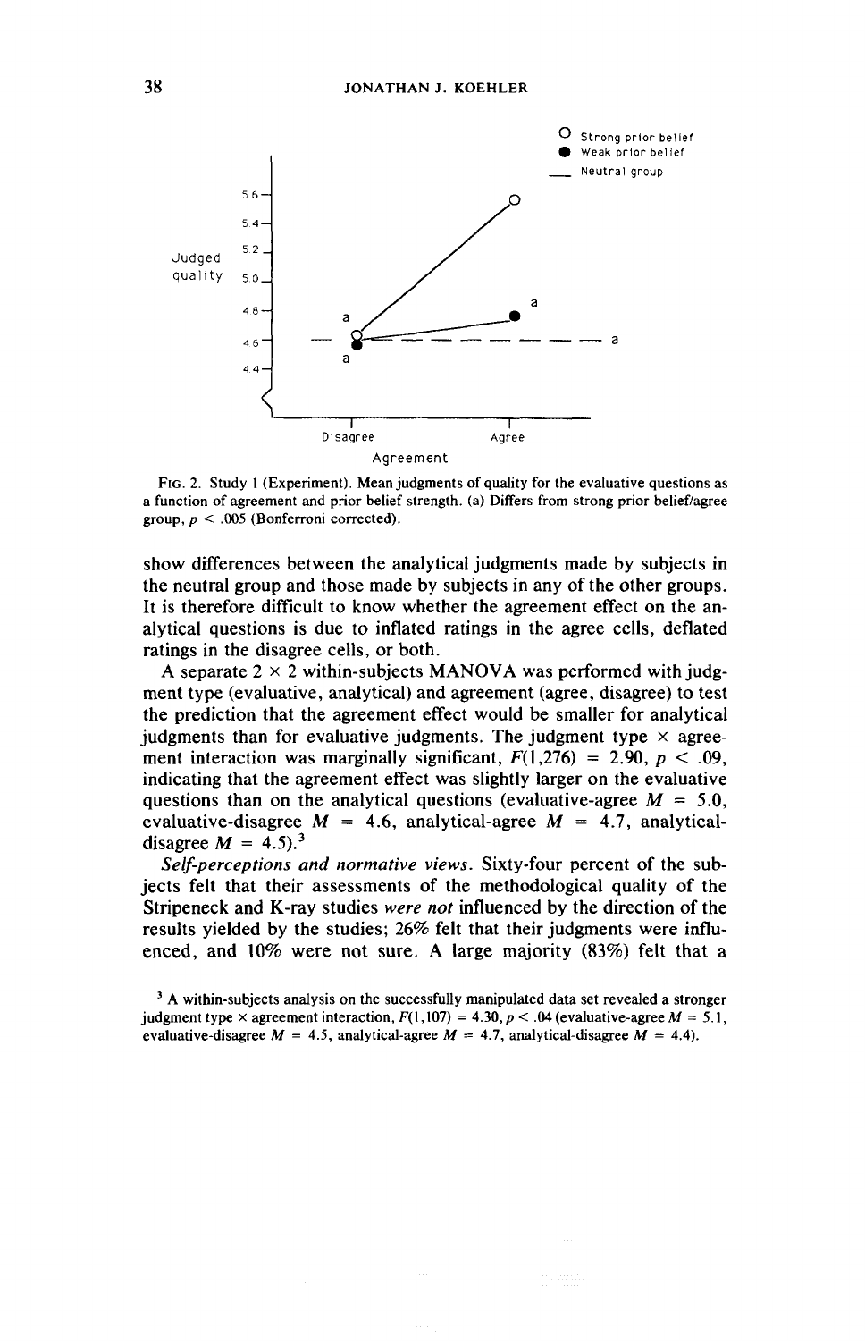FIG. 2. Study 1 (Experiment). Mean judgments of quality for the evaluative questions as a function of agreement and prior belief strength. (a) Differs from strong prior belief/agree group, $p < .005$ (Bonferroni corrected).

show differences between the analytical judgments made by subjects in the neutral group and those made by subjects in any of the other groups. It is therefore difficult to know whether the agreement effect on the analytical questions is due to inflated ratings in the agree cells, deflated ratings in the disagree cells, or both.

A separate 2 × 2 within-subjects MANOVA was performed with judgment type (evaluative, analytical) and agreement (agree, disagree) to test the prediction that the agreement effect would be smaller for analytical judgments than for evaluative judgments. The judgment type × agreement interaction was marginally significant, $F(1,276) = 2.90$, $p < .09$, indicating that the agreement effect was slightly larger on the evaluative questions than on the analytical questions (evaluative-agree $M = 5.0$, evaluative-disagree $M = 4.6$, analytical-agree $M = 4.7$, analytical-disagree $M = 4.5$).[3]

*Self-perceptions and normative views.* Sixty-four percent of the subjects felt that their assessments of the methodological quality of the Stripeneck and K-ray studies *were not* influenced by the direction of the results yielded by the studies; 26% felt that their judgments were influenced, and 10% were not sure. A large majority (83%) felt that a

[3] A within-subjects analysis on the successfully manipulated data set revealed a stronger judgment type × agreement interaction, $F(1,107) = 4.30$, $p < .04$ (evaluative-agree $M = 5.1$, evaluative-disagree $M = 4.5$, analytical-agree $M = 4.7$, analytical-disagree $M = 4.4$).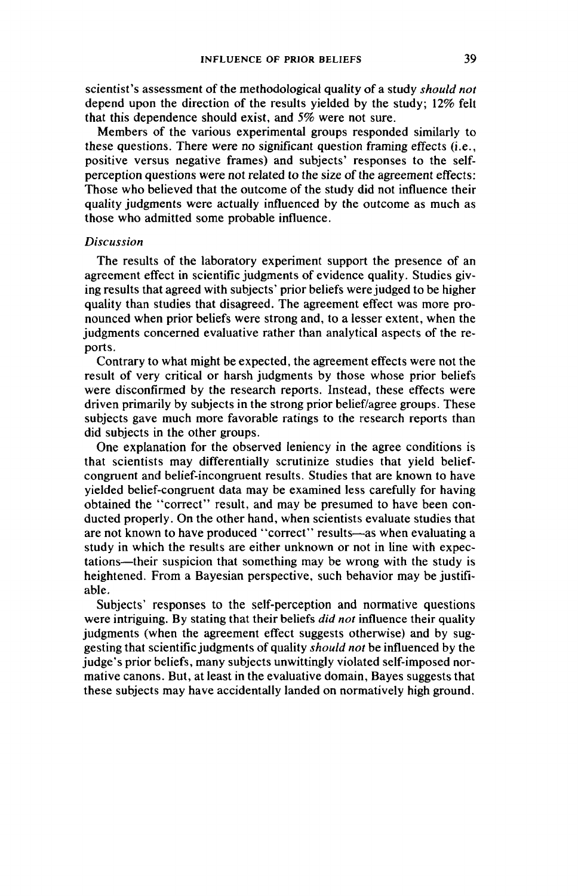scientist's assessment of the methodological quality of a study *should not* depend upon the direction of the results yielded by the study; 12% felt that this dependence should exist, and 5% were not sure.

Members of the various experimental groups responded similarly to these questions. There were no significant question framing effects (i.e., positive versus negative frames) and subjects' responses to the self-perception questions were not related to the size of the agreement effects: Those who believed that the outcome of the study did not influence their quality judgments were actually influenced by the outcome as much as those who admitted some probable influence.

### *Discussion*

The results of the laboratory experiment support the presence of an agreement effect in scientific judgments of evidence quality. Studies giving results that agreed with subjects' prior beliefs were judged to be higher quality than studies that disagreed. The agreement effect was more pronounced when prior beliefs were strong and, to a lesser extent, when the judgments concerned evaluative rather than analytical aspects of the reports.

Contrary to what might be expected, the agreement effects were not the result of very critical or harsh judgments by those whose prior beliefs were disconfirmed by the research reports. Instead, these effects were driven primarily by subjects in the strong prior belief/agree groups. These subjects gave much more favorable ratings to the research reports than did subjects in the other groups.

One explanation for the observed leniency in the agree conditions is that scientists may differentially scrutinize studies that yield belief-congruent and belief-incongruent results. Studies that are known to have yielded belief-congruent data may be examined less carefully for having obtained the "correct" result, and may be presumed to have been conducted properly. On the other hand, when scientists evaluate studies that are not known to have produced "correct" results—as when evaluating a study in which the results are either unknown or not in line with expectations—their suspicion that something may be wrong with the study is heightened. From a Bayesian perspective, such behavior may be justifiable.

Subjects' responses to the self-perception and normative questions were intriguing. By stating that their beliefs *did not* influence their quality judgments (when the agreement effect suggests otherwise) and by suggesting that scientific judgments of quality *should not* be influenced by the judge's prior beliefs, many subjects unwittingly violated self-imposed normative canons. But, at least in the evaluative domain, Bayes suggests that these subjects may have accidentally landed on normatively high ground.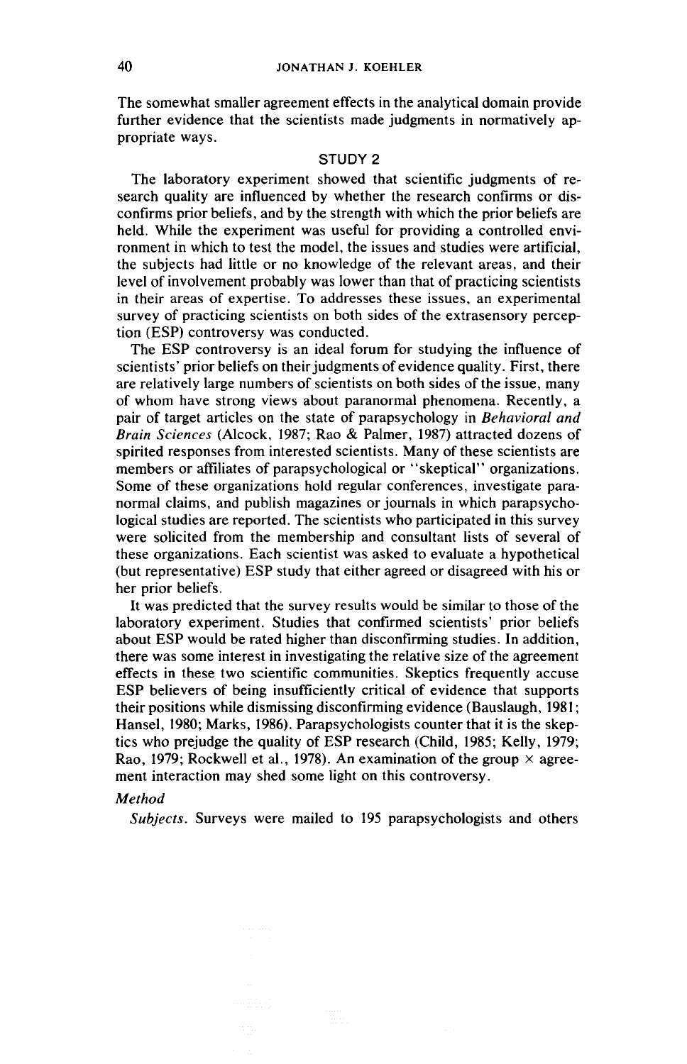The somewhat smaller agreement effects in the analytical domain provide further evidence that the scientists made judgments in normatively appropriate ways.

## STUDY 2

The laboratory experiment showed that scientific judgments of research quality are influenced by whether the research confirms or disconfirms prior beliefs, and by the strength with which the prior beliefs are held. While the experiment was useful for providing a controlled environment in which to test the model, the issues and studies were artificial, the subjects had little or no knowledge of the relevant areas, and their level of involvement probably was lower than that of practicing scientists in their areas of expertise. To addresses these issues, an experimental survey of practicing scientists on both sides of the extrasensory perception (ESP) controversy was conducted.

The ESP controversy is an ideal forum for studying the influence of scientists' prior beliefs on their judgments of evidence quality. First, there are relatively large numbers of scientists on both sides of the issue, many of whom have strong views about paranormal phenomena. Recently, a pair of target articles on the state of parapsychology in *Behavioral and Brain Sciences* (Alcock, 1987; Rao & Palmer, 1987) attracted dozens of spirited responses from interested scientists. Many of these scientists are members or affiliates of parapsychological or "skeptical" organizations. Some of these organizations hold regular conferences, investigate paranormal claims, and publish magazines or journals in which parapsychological studies are reported. The scientists who participated in this survey were solicited from the membership and consultant lists of several of these organizations. Each scientist was asked to evaluate a hypothetical (but representative) ESP study that either agreed or disagreed with his or her prior beliefs.

It was predicted that the survey results would be similar to those of the laboratory experiment. Studies that confirmed scientists' prior beliefs about ESP would be rated higher than disconfirming studies. In addition, there was some interest in investigating the relative size of the agreement effects in these two scientific communities. Skeptics frequently accuse ESP believers of being insufficiently critical of evidence that supports their positions while dismissing disconfirming evidence (Bauslaugh, 1981; Hansel, 1980; Marks, 1986). Parapsychologists counter that it is the skeptics who prejudge the quality of ESP research (Child, 1985; Kelly, 1979; Rao, 1979; Rockwell et al., 1978). An examination of the group × agreement interaction may shed some light on this controversy.

### *Method*

*Subjects.* Surveys were mailed to 195 parapsychologists and others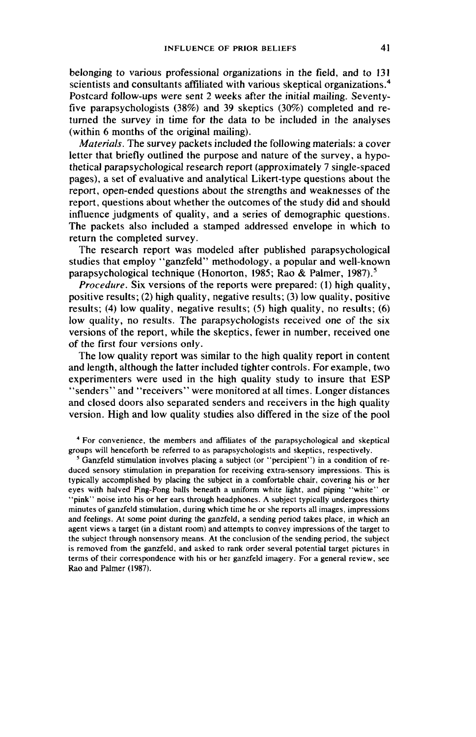belonging to various professional organizations in the field, and to 131 scientists and consultants affiliated with various skeptical organizations.[4] Postcard follow-ups were sent 2 weeks after the initial mailing. Seventy-five parapsychologists (38%) and 39 skeptics (30%) completed and returned the survey in time for the data to be included in the analyses (within 6 months of the original mailing).

*Materials.* The survey packets included the following materials: a cover letter that briefly outlined the purpose and nature of the survey, a hypothetical parapsychological research report (approximately 7 single-spaced pages), a set of evaluative and analytical Likert-type questions about the report, open-ended questions about the strengths and weaknesses of the report, questions about whether the outcomes of the study did and should influence judgments of quality, and a series of demographic questions. The packets also included a stamped addressed envelope in which to return the completed survey.

The research report was modeled after published parapsychological studies that employ "ganzfeld" methodology, a popular and well-known parapsychological technique (Honorton, 1985; Rao & Palmer, 1987).[5]

*Procedure.* Six versions of the reports were prepared: (1) high quality, positive results; (2) high quality, negative results; (3) low quality, positive results; (4) low quality, negative results; (5) high quality, no results; (6) low quality, no results. The parapsychologists received one of the six versions of the report, while the skeptics, fewer in number, received one of the first four versions only.

The low quality report was similar to the high quality report in content and length, although the latter included tighter controls. For example, two experimenters were used in the high quality study to insure that ESP "senders" and "receivers" were monitored at all times. Longer distances and closed doors also separated senders and receivers in the high quality version. High and low quality studies also differed in the size of the pool

[4] For convenience, the members and affiliates of the parapsychological and skeptical groups will henceforth be referred to as parapsychologists and skeptics, respectively.

[5] Ganzfeld stimulation involves placing a subject (or "percipient") in a condition of reduced sensory stimulation in preparation for receiving extra-sensory impressions. This is typically accomplished by placing the subject in a comfortable chair, covering his or her eyes with halved Ping-Pong balls beneath a uniform white light, and piping "white" or "pink" noise into his or her ears through headphones. A subject typically undergoes thirty minutes of ganzfeld stimulation, during which time he or she reports all images, impressions and feelings. At some point during the ganzfeld, a sending period takes place, in which an agent views a target (in a distant room) and attempts to convey impressions of the target to the subject through nonsensory means. At the conclusion of the sending period, the subject is removed from the ganzfeld, and asked to rank order several potential target pictures in terms of their correspondence with his or her ganzfeld imagery. For a general review, see Rao and Palmer (1987).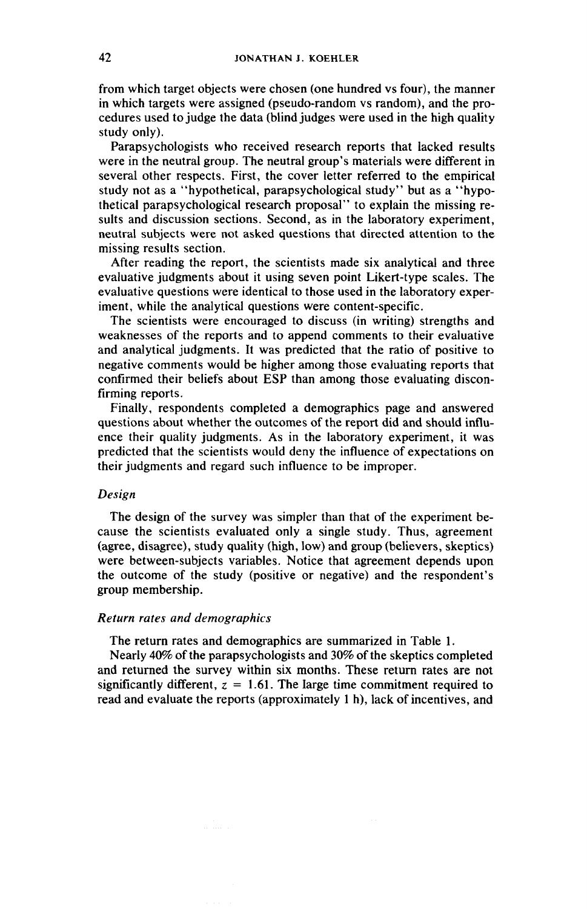from which target objects were chosen (one hundred vs four), the manner in which targets were assigned (pseudo-random vs random), and the procedures used to judge the data (blind judges were used in the high quality study only).

Parapsychologists who received research reports that lacked results were in the neutral group. The neutral group's materials were different in several other respects. First, the cover letter referred to the empirical study not as a "hypothetical, parapsychological study" but as a "hypothetical parapsychological research proposal" to explain the missing results and discussion sections. Second, as in the laboratory experiment, neutral subjects were not asked questions that directed attention to the missing results section.

After reading the report, the scientists made six analytical and three evaluative judgments about it using seven point Likert-type scales. The evaluative questions were identical to those used in the laboratory experiment, while the analytical questions were content-specific.

The scientists were encouraged to discuss (in writing) strengths and weaknesses of the reports and to append comments to their evaluative and analytical judgments. It was predicted that the ratio of positive to negative comments would be higher among those evaluating reports that confirmed their beliefs about ESP than among those evaluating disconfirming reports.

Finally, respondents completed a demographics page and answered questions about whether the outcomes of the report did and should influence their quality judgments. As in the laboratory experiment, it was predicted that the scientists would deny the influence of expectations on their judgments and regard such influence to be improper.

### *Design*

The design of the survey was simpler than that of the experiment because the scientists evaluated only a single study. Thus, agreement (agree, disagree), study quality (high, low) and group (believers, skeptics) were between-subjects variables. Notice that agreement depends upon the outcome of the study (positive or negative) and the respondent's group membership.

### *Return rates and demographics*

The return rates and demographics are summarized in Table 1.

Nearly 40% of the parapsychologists and 30% of the skeptics completed and returned the survey within six months. These return rates are not significantly different, $z = 1.61$. The large time commitment required to read and evaluate the reports (approximately 1 h), lack of incentives, and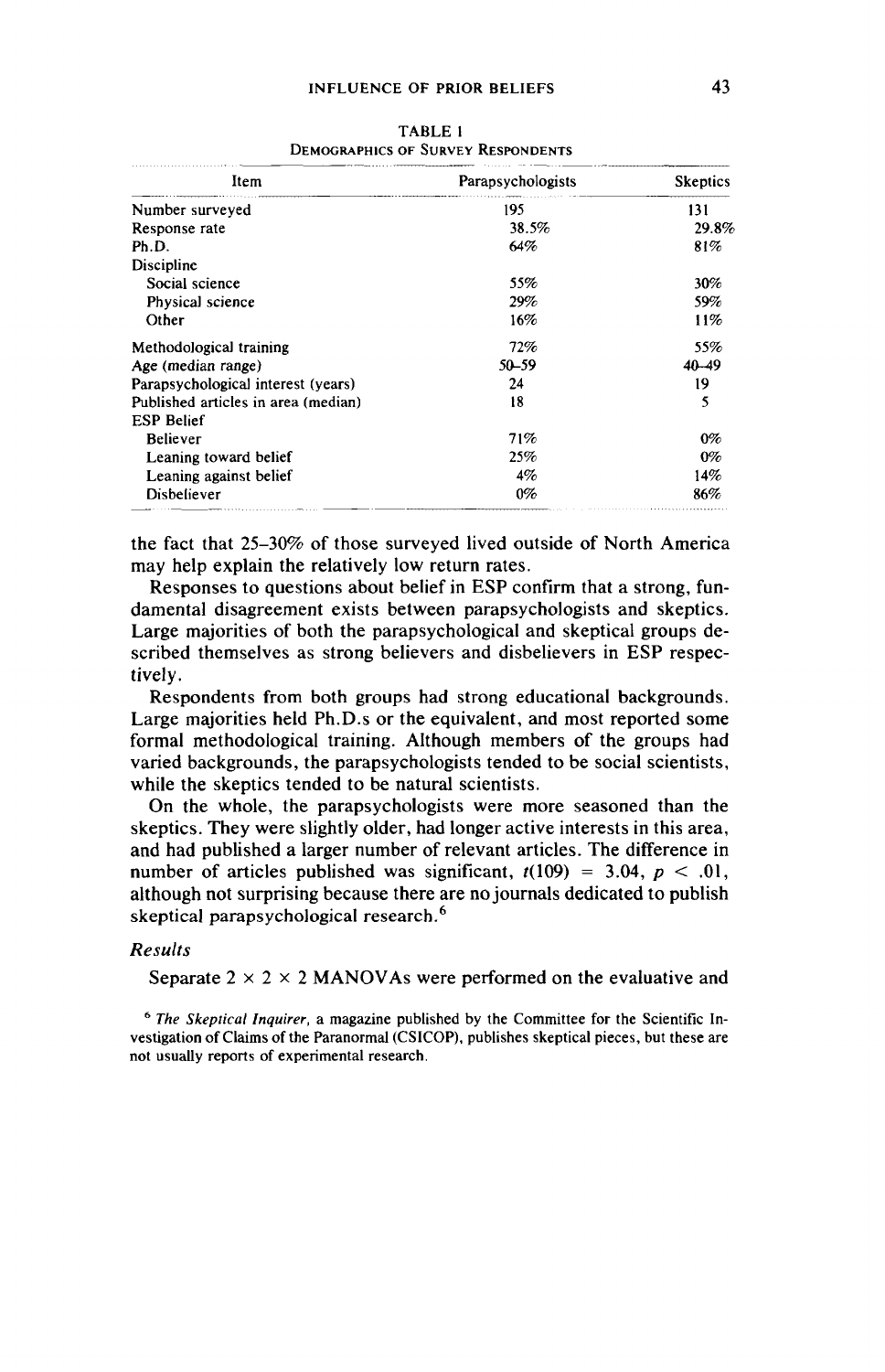TABLE 1
DEMOGRAPHICS OF SURVEY RESPONDENTS

| Item | Parapsychologists | Skeptics |
|---|---|---|
| Number surveyed | 195 | 131 |
| Response rate | 38.5% | 29.8% |
| Ph.D. | 64% | 81% |
| Discipline | | |
| Social science | 55% | 30% |
| Physical science | 29% | 59% |
| Other | 16% | 11% |
| Methodological training | 72% | 55% |
| Age (median range) | 50–59 | 40–49 |
| Parapsychological interest (years) | 24 | 19 |
| Published articles in area (median) | 18 | 5 |
| ESP Belief | | |
| Believer | 71% | 0% |
| Leaning toward belief | 25% | 0% |
| Leaning against belief | 4% | 14% |
| Disbeliever | 0% | 86% |

the fact that 25–30% of those surveyed lived outside of North America may help explain the relatively low return rates.

Responses to questions about belief in ESP confirm that a strong, fundamental disagreement exists between parapsychologists and skeptics. Large majorities of both the parapsychological and skeptical groups described themselves as strong believers and disbelievers in ESP respectively.

Respondents from both groups had strong educational backgrounds. Large majorities held Ph.D.s or the equivalent, and most reported some formal methodological training. Although members of the groups had varied backgrounds, the parapsychologists tended to be social scientists, while the skeptics tended to be natural scientists.

On the whole, the parapsychologists were more seasoned than the skeptics. They were slightly older, had longer active interests in this area, and had published a larger number of relevant articles. The difference in number of articles published was significant, $t(109) = 3.04$, $p < .01$, although not surprising because there are no journals dedicated to publish skeptical parapsychological research.[6]

### *Results*

Separate $2 \times 2 \times 2$ MANOVAs were performed on the evaluative and

[6] *The Skeptical Inquirer*, a magazine published by the Committee for the Scientific Investigation of Claims of the Paranormal (CSICOP), publishes skeptical pieces, but these are not usually reports of experimental research.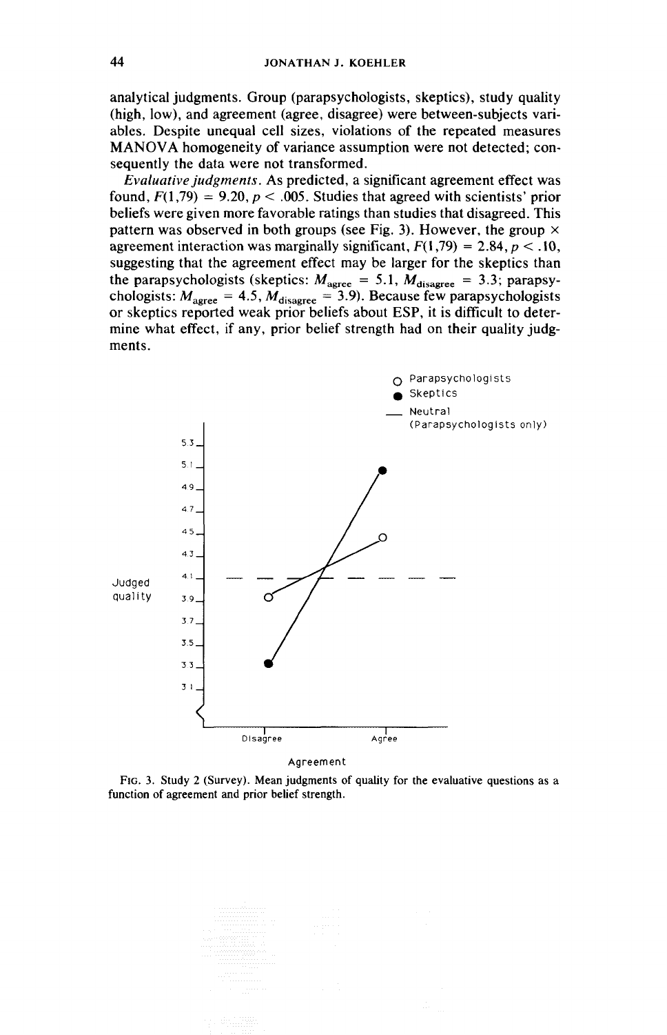analytical judgments. Group (parapsychologists, skeptics), study quality (high, low), and agreement (agree, disagree) were between-subjects variables. Despite unequal cell sizes, violations of the repeated measures MANOVA homogeneity of variance assumption were not detected; consequently the data were not transformed.

*Evaluative judgments.* As predicted, a significant agreement effect was found, $F(1,79) = 9.20, p < .005$. Studies that agreed with scientists' prior beliefs were given more favorable ratings than studies that disagreed. This pattern was observed in both groups (see Fig. 3). However, the group × agreement interaction was marginally significant, $F(1,79) = 2.84, p < .10$, suggesting that the agreement effect may be larger for the skeptics than the parapsychologists (skeptics: $M_{agree} = 5.1$, $M_{disagree} = 3.3$; parapsychologists: $M_{agree} = 4.5$, $M_{disagree} = 3.9$). Because few parapsychologists or skeptics reported weak prior beliefs about ESP, it is difficult to determine what effect, if any, prior belief strength had on their quality judgments.

FIG. 3. Study 2 (Survey). Mean judgments of quality for the evaluative questions as a function of agreement and prior belief strength.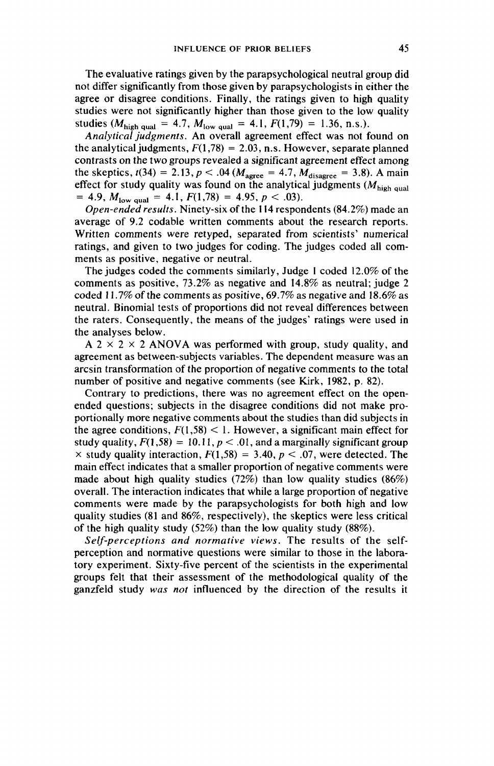The evaluative ratings given by the parapsychological neutral group did not differ significantly from those given by parapsychologists in either the agree or disagree conditions. Finally, the ratings given to high quality studies were not significantly higher than those given to the low quality studies ($M_{\text{high qual}} = 4.7$, $M_{\text{low qual}} = 4.1$, $F(1,79) = 1.36$, n.s.).

*Analytical judgments.* An overall agreement effect was not found on the analytical judgments, $F(1,78) = 2.03$, n.s. However, separate planned contrasts on the two groups revealed a significant agreement effect among the skeptics, $t(34) = 2.13$, $p < .04$ ($M_{\text{agree}} = 4.7$, $M_{\text{disagree}} = 3.8$). A main effect for study quality was found on the analytical judgments ($M_{\text{high qual}} = 4.9$, $M_{\text{low qual}} = 4.1$, $F(1,78) = 4.95$, $p < .03$).

*Open-ended results.* Ninety-six of the 114 respondents (84.2%) made an average of 9.2 codable written comments about the research reports. Written comments were retyped, separated from scientists' numerical ratings, and given to two judges for coding. The judges coded all comments as positive, negative or neutral.

The judges coded the comments similarly, Judge 1 coded 12.0% of the comments as positive, 73.2% as negative and 14.8% as neutral; judge 2 coded 11.7% of the comments as positive, 69.7% as negative and 18.6% as neutral. Binomial tests of proportions did not reveal differences between the raters. Consequently, the means of the judges' ratings were used in the analyses below.

A $2 \times 2 \times 2$ ANOVA was performed with group, study quality, and agreement as between-subjects variables. The dependent measure was an arcsin transformation of the proportion of negative comments to the total number of positive and negative comments (see Kirk, 1982, p. 82).

Contrary to predictions, there was no agreement effect on the open-ended questions; subjects in the disagree conditions did not make proportionally more negative comments about the studies than did subjects in the agree conditions, $F(1,58) < 1$. However, a significant main effect for study quality, $F(1,58) = 10.11$, $p < .01$, and a marginally significant group $\times$ study quality interaction, $F(1,58) = 3.40$, $p < .07$, were detected. The main effect indicates that a smaller proportion of negative comments were made about high quality studies (72%) than low quality studies (86%) overall. The interaction indicates that while a large proportion of negative comments were made by the parapsychologists for both high and low quality studies (81 and 86%, respectively), the skeptics were less critical of the high quality study (52%) than the low quality study (88%).

*Self-perceptions and normative views.* The results of the self-perception and normative questions were similar to those in the laboratory experiment. Sixty-five percent of the scientists in the experimental groups felt that their assessment of the methodological quality of the ganzfeld study *was not* influenced by the direction of the results it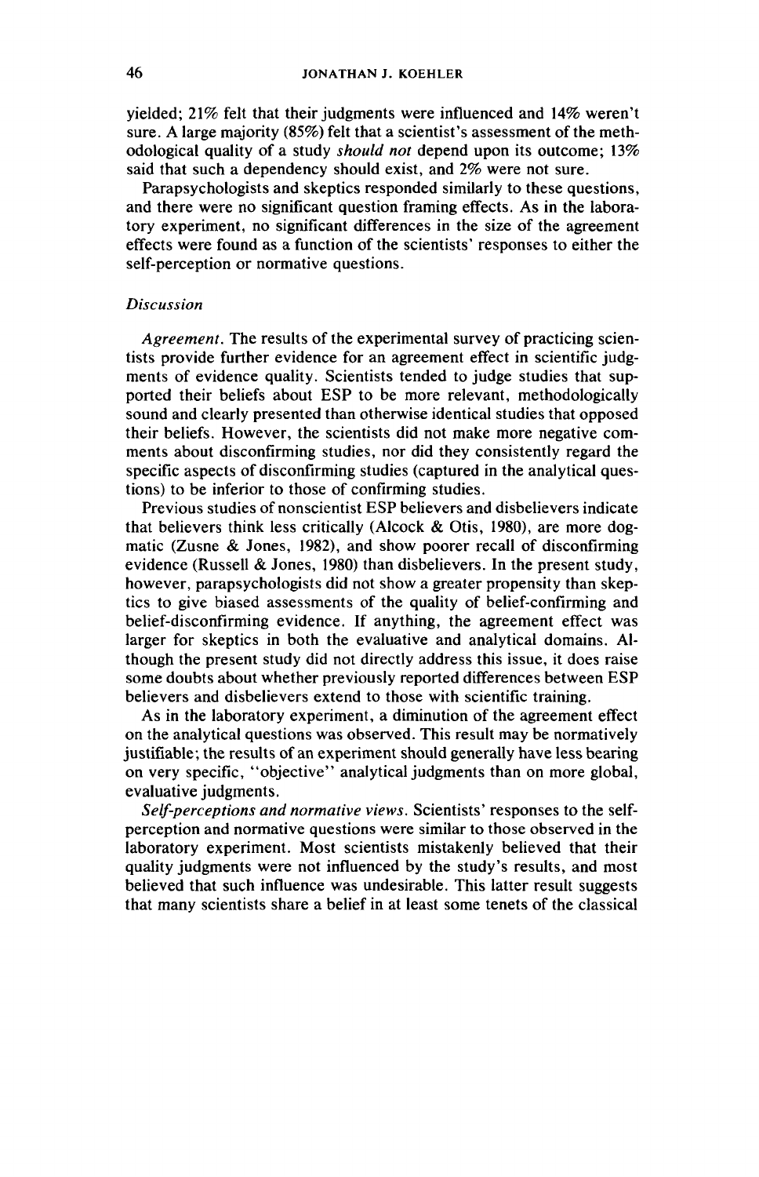yielded; 21% felt that their judgments were influenced and 14% weren't sure. A large majority (85%) felt that a scientist's assessment of the methodological quality of a study *should not* depend upon its outcome; 13% said that such a dependency should exist, and 2% were not sure.

Parapsychologists and skeptics responded similarly to these questions, and there were no significant question framing effects. As in the laboratory experiment, no significant differences in the size of the agreement effects were found as a function of the scientists' responses to either the self-perception or normative questions.

### *Discussion*

*Agreement.* The results of the experimental survey of practicing scientists provide further evidence for an agreement effect in scientific judgments of evidence quality. Scientists tended to judge studies that supported their beliefs about ESP to be more relevant, methodologically sound and clearly presented than otherwise identical studies that opposed their beliefs. However, the scientists did not make more negative comments about disconfirming studies, nor did they consistently regard the specific aspects of disconfirming studies (captured in the analytical questions) to be inferior to those of confirming studies.

Previous studies of nonscientist ESP believers and disbelievers indicate that believers think less critically (Alcock & Otis, 1980), are more dogmatic (Zusne & Jones, 1982), and show poorer recall of disconfirming evidence (Russell & Jones, 1980) than disbelievers. In the present study, however, parapsychologists did not show a greater propensity than skeptics to give biased assessments of the quality of belief-confirming and belief-disconfirming evidence. If anything, the agreement effect was larger for skeptics in both the evaluative and analytical domains. Although the present study did not directly address this issue, it does raise some doubts about whether previously reported differences between ESP believers and disbelievers extend to those with scientific training.

As in the laboratory experiment, a diminution of the agreement effect on the analytical questions was observed. This result may be normatively justifiable; the results of an experiment should generally have less bearing on very specific, "objective" analytical judgments than on more global, evaluative judgments.

*Self-perceptions and normative views.* Scientists' responses to the self-perception and normative questions were similar to those observed in the laboratory experiment. Most scientists mistakenly believed that their quality judgments were not influenced by the study's results, and most believed that such influence was undesirable. This latter result suggests that many scientists share a belief in at least some tenets of the classical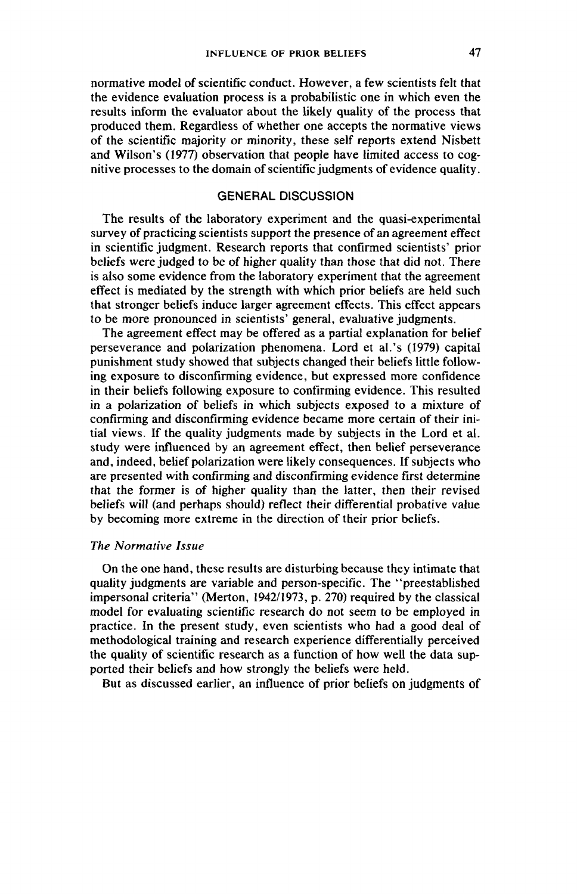normative model of scientific conduct. However, a few scientists felt that the evidence evaluation process is a probabilistic one in which even the results inform the evaluator about the likely quality of the process that produced them. Regardless of whether one accepts the normative views of the scientific majority or minority, these self reports extend Nisbett and Wilson's (1977) observation that people have limited access to cognitive processes to the domain of scientific judgments of evidence quality.

## GENERAL DISCUSSION

The results of the laboratory experiment and the quasi-experimental survey of practicing scientists support the presence of an agreement effect in scientific judgment. Research reports that confirmed scientists' prior beliefs were judged to be of higher quality than those that did not. There is also some evidence from the laboratory experiment that the agreement effect is mediated by the strength with which prior beliefs are held such that stronger beliefs induce larger agreement effects. This effect appears to be more pronounced in scientists' general, evaluative judgments.

The agreement effect may be offered as a partial explanation for belief perseverance and polarization phenomena. Lord et al.'s (1979) capital punishment study showed that subjects changed their beliefs little following exposure to disconfirming evidence, but expressed more confidence in their beliefs following exposure to confirming evidence. This resulted in a polarization of beliefs in which subjects exposed to a mixture of confirming and disconfirming evidence became more certain of their initial views. If the quality judgments made by subjects in the Lord et al. study were influenced by an agreement effect, then belief perseverance and, indeed, belief polarization were likely consequences. If subjects who are presented with confirming and disconfirming evidence first determine that the former is of higher quality than the latter, then their revised beliefs will (and perhaps should) reflect their differential probative value by becoming more extreme in the direction of their prior beliefs.

### *The Normative Issue*

On the one hand, these results are disturbing because they intimate that quality judgments are variable and person-specific. The "preestablished impersonal criteria" (Merton, 1942/1973, p. 270) required by the classical model for evaluating scientific research do not seem to be employed in practice. In the present study, even scientists who had a good deal of methodological training and research experience differentially perceived the quality of scientific research as a function of how well the data supported their beliefs and how strongly the beliefs were held.

But as discussed earlier, an influence of prior beliefs on judgments of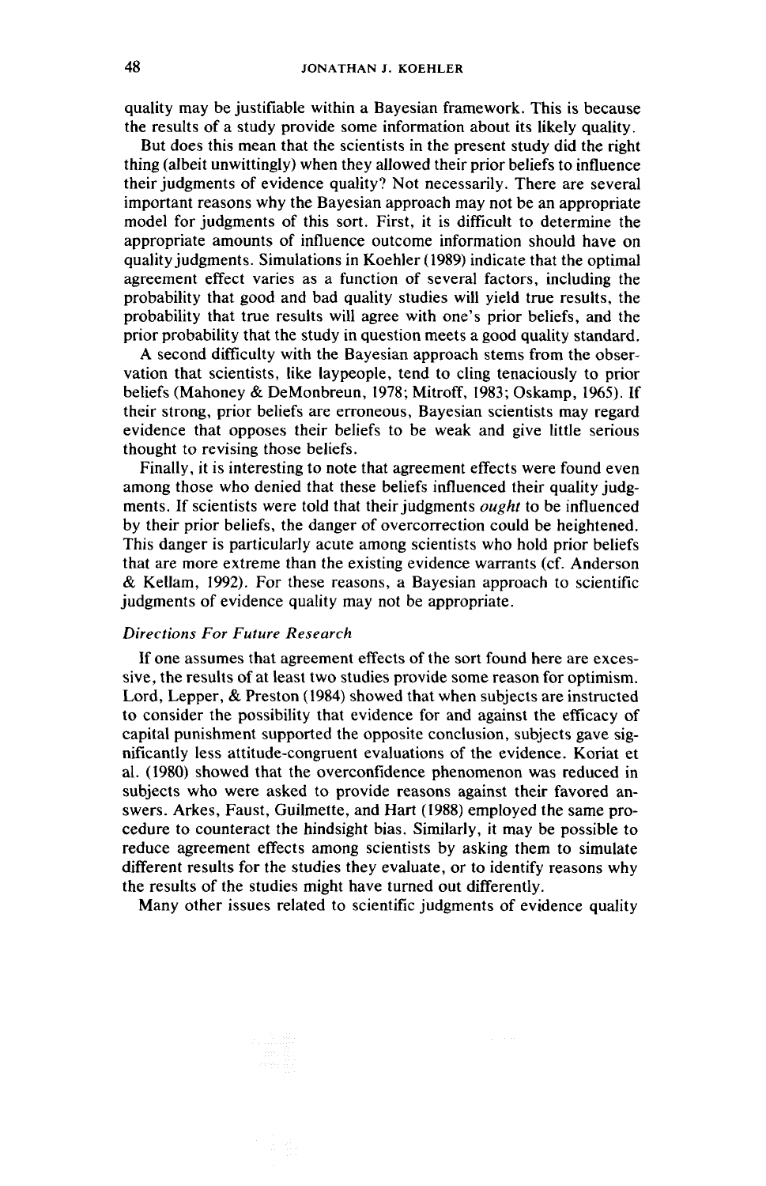quality may be justifiable within a Bayesian framework. This is because the results of a study provide some information about its likely quality.

But does this mean that the scientists in the present study did the right thing (albeit unwittingly) when they allowed their prior beliefs to influence their judgments of evidence quality? Not necessarily. There are several important reasons why the Bayesian approach may not be an appropriate model for judgments of this sort. First, it is difficult to determine the appropriate amounts of influence outcome information should have on quality judgments. Simulations in Koehler (1989) indicate that the optimal agreement effect varies as a function of several factors, including the probability that good and bad quality studies will yield true results, the probability that true results will agree with one's prior beliefs, and the prior probability that the study in question meets a good quality standard.

A second difficulty with the Bayesian approach stems from the observation that scientists, like laypeople, tend to cling tenaciously to prior beliefs (Mahoney & DeMonbreun, 1978; Mitroff, 1983; Oskamp, 1965). If their strong, prior beliefs are erroneous, Bayesian scientists may regard evidence that opposes their beliefs to be weak and give little serious thought to revising those beliefs.

Finally, it is interesting to note that agreement effects were found even among those who denied that these beliefs influenced their quality judgments. If scientists were told that their judgments *ought* to be influenced by their prior beliefs, the danger of overcorrection could be heightened. This danger is particularly acute among scientists who hold prior beliefs that are more extreme than the existing evidence warrants (cf. Anderson & Kellam, 1992). For these reasons, a Bayesian approach to scientific judgments of evidence quality may not be appropriate.

### *Directions For Future Research*

If one assumes that agreement effects of the sort found here are excessive, the results of at least two studies provide some reason for optimism. Lord, Lepper, & Preston (1984) showed that when subjects are instructed to consider the possibility that evidence for and against the efficacy of capital punishment supported the opposite conclusion, subjects gave significantly less attitude-congruent evaluations of the evidence. Koriat et al. (1980) showed that the overconfidence phenomenon was reduced in subjects who were asked to provide reasons against their favored answers. Arkes, Faust, Guilmette, and Hart (1988) employed the same procedure to counteract the hindsight bias. Similarly, it may be possible to reduce agreement effects among scientists by asking them to simulate different results for the studies they evaluate, or to identify reasons why the results of the studies might have turned out differently.

Many other issues related to scientific judgments of evidence quality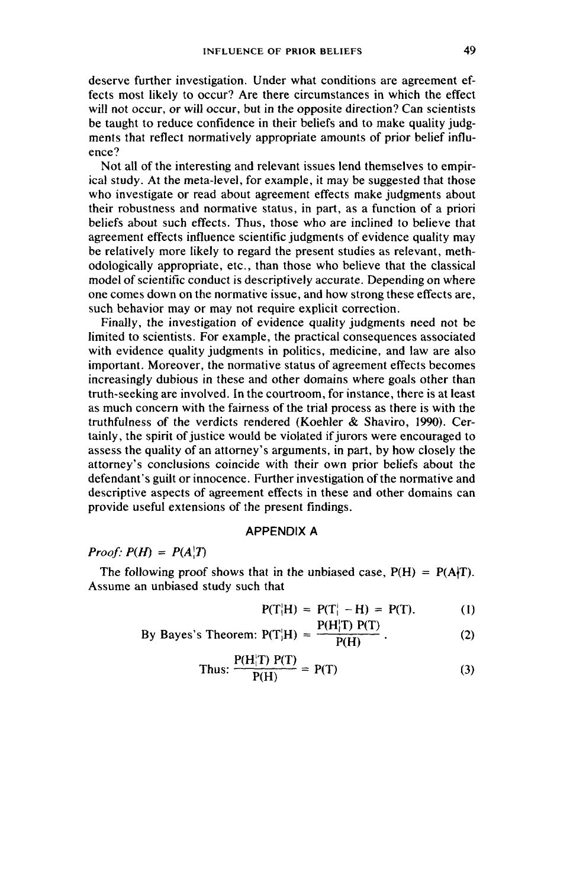deserve further investigation. Under what conditions are agreement effects most likely to occur? Are there circumstances in which the effect will not occur, or will occur, but in the opposite direction? Can scientists be taught to reduce confidence in their beliefs and to make quality judgments that reflect normatively appropriate amounts of prior belief influence?

Not all of the interesting and relevant issues lend themselves to empirical study. At the meta-level, for example, it may be suggested that those who investigate or read about agreement effects make judgments about their robustness and normative status, in part, as a function of a priori beliefs about such effects. Thus, those who are inclined to believe that agreement effects influence scientific judgments of evidence quality may be relatively more likely to regard the present studies as relevant, methodologically appropriate, etc., than those who believe that the classical model of scientific conduct is descriptively accurate. Depending on where one comes down on the normative issue, and how strong these effects are, such behavior may or may not require explicit correction.

Finally, the investigation of evidence quality judgments need not be limited to scientists. For example, the practical consequences associated with evidence quality judgments in politics, medicine, and law are also important. Moreover, the normative status of agreement effects becomes increasingly dubious in these and other domains where goals other than truth-seeking are involved. In the courtroom, for instance, there is at least as much concern with the fairness of the trial process as there is with the truthfulness of the verdicts rendered (Koehler & Shaviro, 1990). Certainly, the spirit of justice would be violated if jurors were encouraged to assess the quality of an attorney's arguments, in part, by how closely the attorney's conclusions coincide with their own prior beliefs about the defendant's guilt or innocence. Further investigation of the normative and descriptive aspects of agreement effects in these and other domains can provide useful extensions of the present findings.

## APPENDIX A

*Proof:* $P(H) = P(A|T)$

The following proof shows that in the unbiased case, $P(H) = P(A|T)$. Assume an unbiased study such that

$$P(T|H) = P(T|-H) = P(T). \tag{1}$$

By Bayes's Theorem: $$P(T|H) = \frac{P(H|T)\,P(T)}{P(H)}. \tag{2}$$

Thus: $$\frac{P(H|T)\,P(T)}{P(H)} = P(T) \tag{3}$$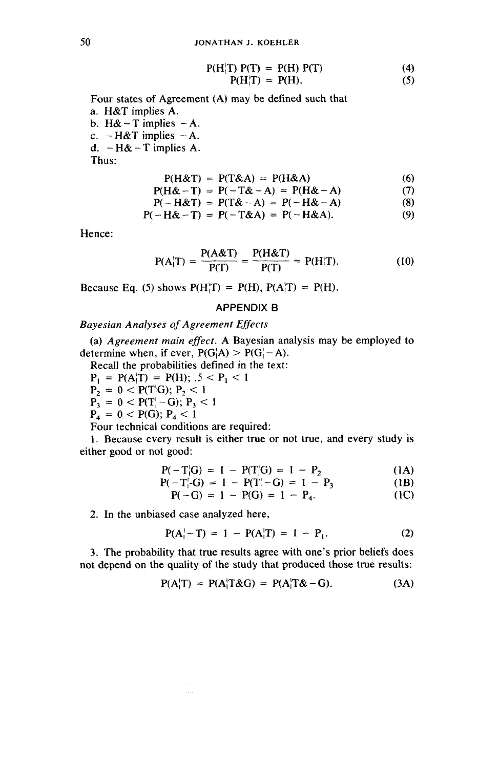$$P(H|T)\,P(T) = P(H)\,P(T) \tag{4}$$

$$P(H|T) = P(H). \tag{5}$$

Four states of Agreement (A) may be defined such that

a. H&T implies A.
b. H&−T implies −A.
c. −H&T implies −A.
d. −H&−T implies A.

Thus:

$$P(H\&T) = P(T\&A) = P(H\&A) \tag{6}$$

$$P(H\&-T) = P(-T\&-A) = P(H\&-A) \tag{7}$$

$$P(-H\&T) = P(T\&-A) = P(-H\&-A) \tag{8}$$

$$P(-H\&-T) = P(-T\&A) = P(-H\&A). \tag{9}$$

Hence:

$$P(A|T) = \frac{P(A\&T)}{P(T)} = \frac{P(H\&T)}{P(T)} = P(H|T). \tag{10}$$

Because Eq. (5) shows $P(H|T) = P(H)$, $P(A|T) = P(H)$.

## APPENDIX B

### *Bayesian Analyses of Agreement Effects*

(a) *Agreement main effect.* A Bayesian analysis may be employed to determine when, if ever, $P(G|A) > P(G|-A)$.

Recall the probabilities defined in the text:

$P_1 = P(A|T) = P(H);\ .5 < P_1 < 1$

$P_2 = 0 < P(T|G);\ P_2 < 1$

$P_3 = 0 < P(T|-G);\ P_3 < 1$

$P_4 = 0 < P(G);\ P_4 < 1$

Four technical conditions are required:

1. Because every result is either true or not true, and every study is either good or not good:

$$P(-T|G) = 1 - P(T|G) = 1 - P_2 \tag{1A}$$

$$P(-T|-G) = 1 - P(T|-G) = 1 - P_3 \tag{1B}$$

$$P(-G) = 1 - P(G) = 1 - P_4. \tag{1C}$$

2. In the unbiased case analyzed here,

$$P(A|-T) = 1 - P(A|T) = 1 - P_1. \tag{2}$$

3. The probability that true results agree with one's prior beliefs does not depend on the quality of the study that produced those true results:

$$P(A|T) = P(A|T\&G) = P(A|T\&-G). \tag{3A}$$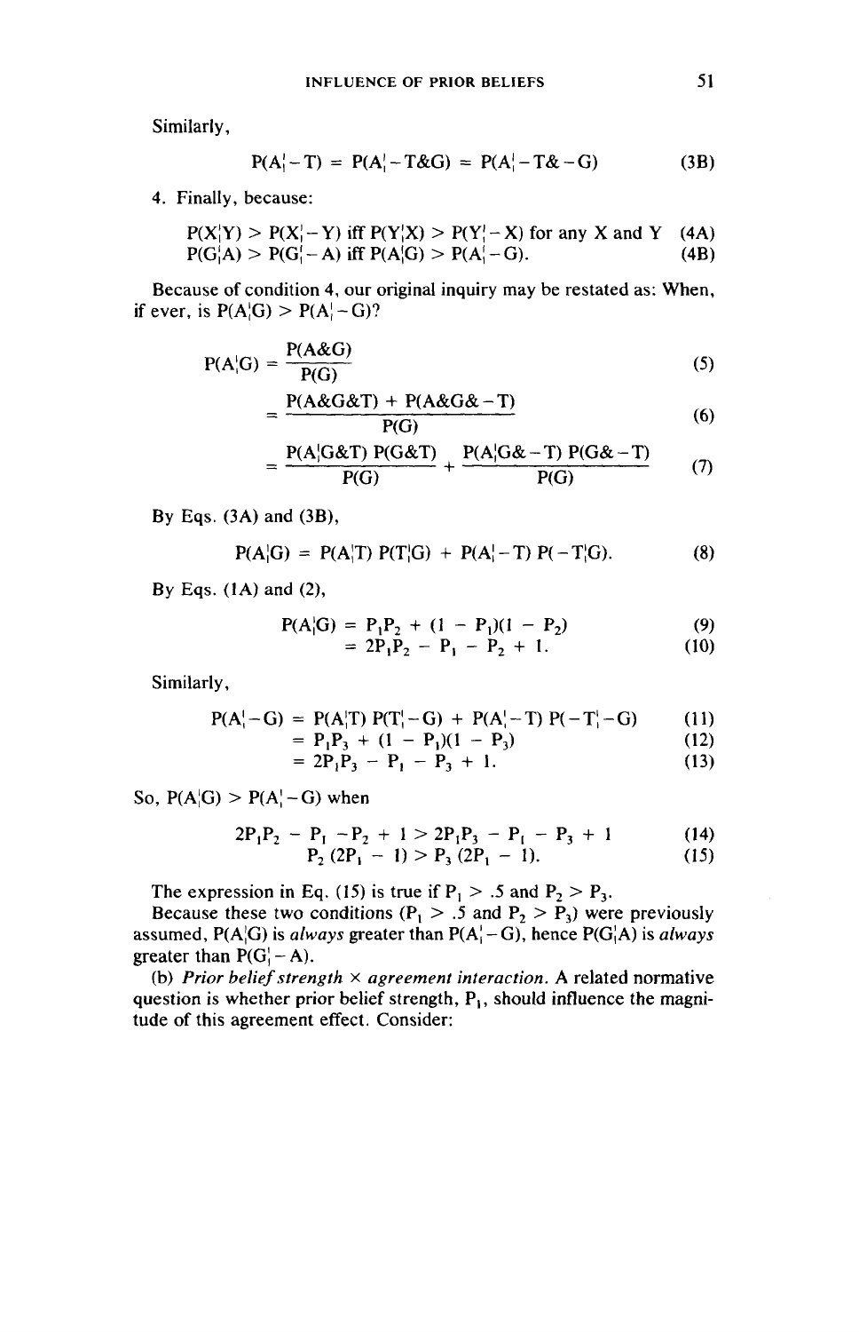Similarly,

$$P(A|-T) = P(A|-T\&G) = P(A|-T\&-G) \tag{3B}$$

4. Finally, because:

$$P(X|Y) > P(X|-Y) \text{ iff } P(Y|X) > P(Y|-X) \text{ for any X and Y} \tag{4A}$$

$$P(G|A) > P(G|-A) \text{ iff } P(A|G) > P(A|-G). \tag{4B}$$

Because of condition 4, our original inquiry may be restated as: When, if ever, is $P(A|G) > P(A|-G)$?

$$P(A|G) = \frac{P(A\&G)}{P(G)} \tag{5}$$

$$= \frac{P(A\&G\&T) + P(A\&G\&-T)}{P(G)} \tag{6}$$

$$= \frac{P(A|G\&T)\,P(G\&T)}{P(G)} + \frac{P(A|G\&-T)\,P(G\&-T)}{P(G)} \tag{7}$$

By Eqs. (3A) and (3B),

$$P(A|G) = P(A|T)\,P(T|G) + P(A|-T)\,P(-T|G). \tag{8}$$

By Eqs. (1A) and (2),

$$P(A|G) = P_1P_2 + (1 - P_1)(1 - P_2) \tag{9}$$

$$= 2P_1P_2 - P_1 - P_2 + 1. \tag{10}$$

Similarly,

$$P(A|-G) = P(A|T)\,P(T|-G) + P(A|-T)\,P(-T|-G) \tag{11}$$

$$= P_1P_3 + (1 - P_1)(1 - P_3) \tag{12}$$

$$= 2P_1P_3 - P_1 - P_3 + 1. \tag{13}$$

So, $P(A|G) > P(A|-G)$ when

$$2P_1P_2 - P_1 - P_2 + 1 > 2P_1P_3 - P_1 - P_3 + 1 \tag{14}$$

$$P_2(2P_1 - 1) > P_3(2P_1 - 1). \tag{15}$$

The expression in Eq. (15) is true if $P_1 > .5$ and $P_2 > P_3$.

Because these two conditions ($P_1 > .5$ and $P_2 > P_3$) were previously assumed, $P(A|G)$ is *always* greater than $P(A|-G)$, hence $P(G|A)$ is *always* greater than $P(G|-A)$.

(b) *Prior belief strength × agreement interaction*. A related normative question is whether prior belief strength, $P_1$, should influence the magnitude of this agreement effect. Consider: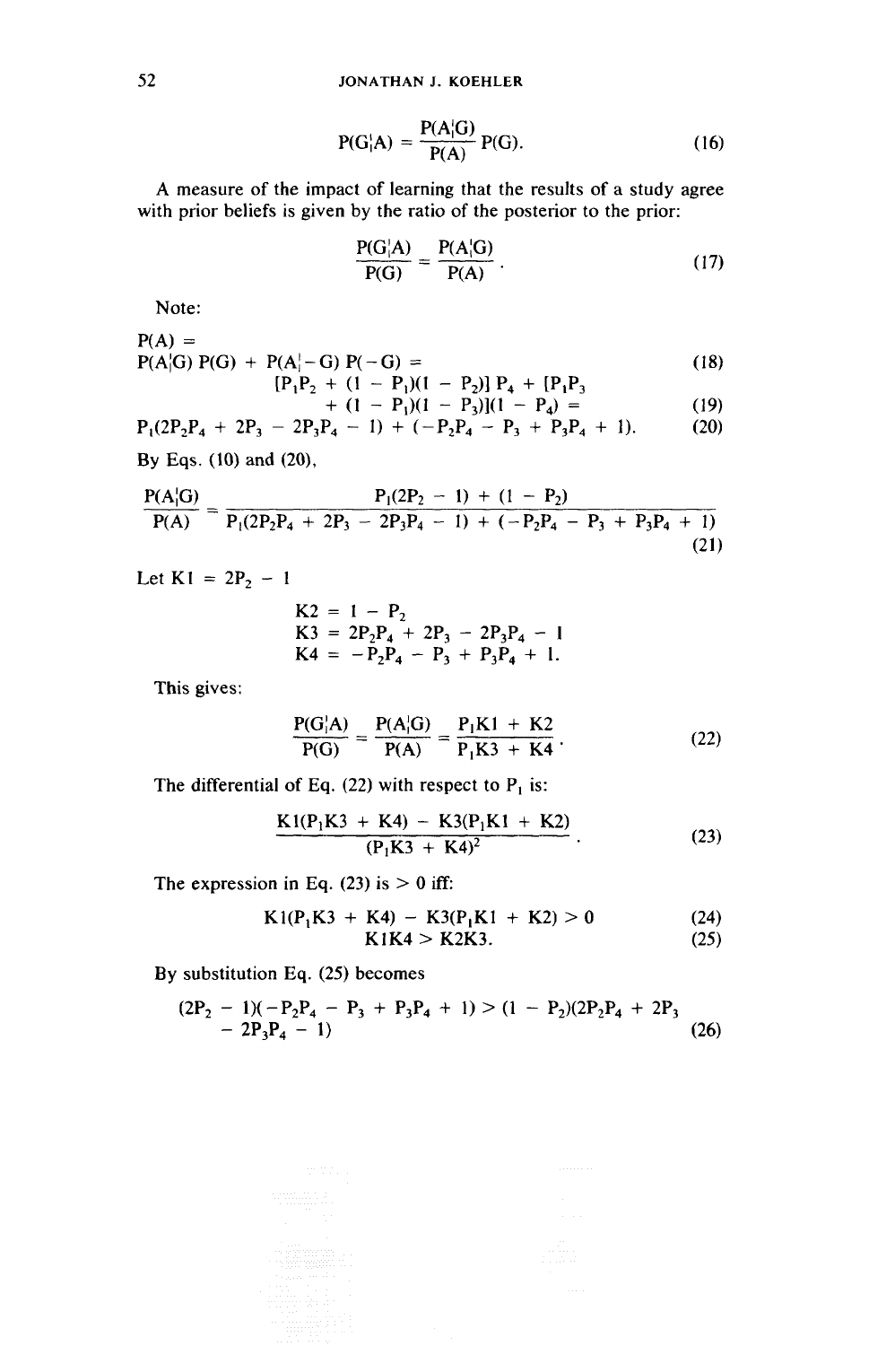$$P(G|A) = \frac{P(A|G)}{P(A)} P(G). \tag{16}$$

A measure of the impact of learning that the results of a study agree with prior beliefs is given by the ratio of the posterior to the prior:

$$\frac{P(G|A)}{P(G)} = \frac{P(A|G)}{P(A)}. \tag{17}$$

Note:

$$P(A) =$$

$$P(A|G)\,P(G) + P(A|-G)\,P(-G) = \tag{18}$$

$$[P_1P_2 + (1 - P_1)(1 - P_2)]\,P_4 + [P_1P_3 + (1 - P_1)(1 - P_3)](1 - P_4) = \tag{19}$$

$$P_1(2P_2P_4 + 2P_3 - 2P_3P_4 - 1) + (-P_2P_4 - P_3 + P_3P_4 + 1). \tag{20}$$

By Eqs. (10) and (20),

$$\frac{P(A|G)}{P(A)} = \frac{P_1(2P_2 - 1) + (1 - P_2)}{P_1(2P_2P_4 + 2P_3 - 2P_3P_4 - 1) + (-P_2P_4 - P_3 + P_3P_4 + 1)} \tag{21}$$

Let $K1 = 2P_2 - 1$

$$K2 = 1 - P_2$$
$$K3 = 2P_2P_4 + 2P_3 - 2P_3P_4 - 1$$
$$K4 = -P_2P_4 - P_3 + P_3P_4 + 1.$$

This gives:

$$\frac{P(G|A)}{P(G)} = \frac{P(A|G)}{P(A)} = \frac{P_1K1 + K2}{P_1K3 + K4}. \tag{22}$$

The differential of Eq. (22) with respect to $P_1$ is:

$$\frac{K1(P_1K3 + K4) - K3(P_1K1 + K2)}{(P_1K3 + K4)^2}. \tag{23}$$

The expression in Eq. (23) is $> 0$ iff:

$$K1(P_1K3 + K4) - K3(P_1K1 + K2) > 0 \tag{24}$$

$$K1K4 > K2K3. \tag{25}$$

By substitution Eq. (25) becomes

$$(2P_2 - 1)(-P_2P_4 - P_3 + P_3P_4 + 1) > (1 - P_2)(2P_2P_4 + 2P_3 - 2P_3P_4 - 1) \tag{26}$$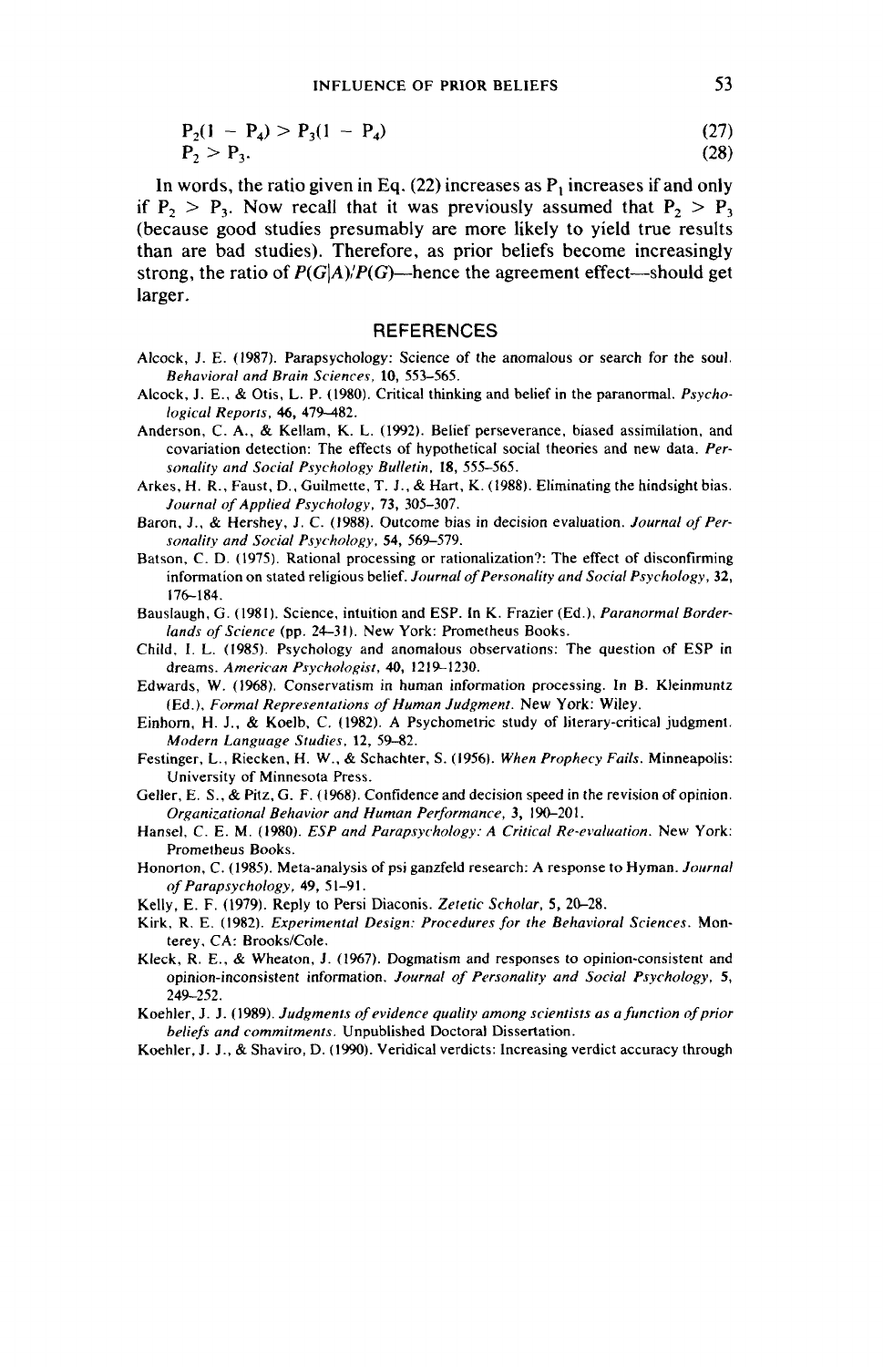$$P_2(1 - P_4) > P_3(1 - P_4) \tag{27}$$

$$P_2 > P_3. \tag{28}$$

In words, the ratio given in Eq. (22) increases as $P_1$ increases if and only if $P_2 > P_3$. Now recall that it was previously assumed that $P_2 > P_3$ (because good studies presumably are more likely to yield true results than are bad studies). Therefore, as prior beliefs become increasingly strong, the ratio of $P(G|A)/P(G)$—hence the agreement effect—should get larger.

## REFERENCES

Alcock, J. E. (1987). Parapsychology: Science of the anomalous or search for the soul. *Behavioral and Brain Sciences*, **10**, 553–565.

Alcock, J. E., & Otis, L. P. (1980). Critical thinking and belief in the paranormal. *Psychological Reports*, **46**, 479–482.

Anderson, C. A., & Kellam, K. L. (1992). Belief perseverance, biased assimilation, and covariation detection: The effects of hypothetical social theories and new data. *Personality and Social Psychology Bulletin*, **18**, 555–565.

Arkes, H. R., Faust, D., Guilmette, T. J., & Hart, K. (1988). Eliminating the hindsight bias. *Journal of Applied Psychology*, **73**, 305–307.

Baron, J., & Hershey, J. C. (1988). Outcome bias in decision evaluation. *Journal of Personality and Social Psychology*, **54**, 569–579.

Batson, C. D. (1975). Rational processing or rationalization?: The effect of disconfirming information on stated religious belief. *Journal of Personality and Social Psychology*, **32**, 176–184.

Bauslaugh, G. (1981). Science, intuition and ESP. In K. Frazier (Ed.), *Paranormal Borderlands of Science* (pp. 24–31). New York: Prometheus Books.

Child, I. L. (1985). Psychology and anomalous observations: The question of ESP in dreams. *American Psychologist*, **40**, 1219–1230.

Edwards, W. (1968). Conservatism in human information processing. In B. Kleinmuntz (Ed.), *Formal Representations of Human Judgment*. New York: Wiley.

Einhorn, H. J., & Koelb, C. (1982). A Psychometric study of literary-critical judgment. *Modern Language Studies*, 12, 59–82.

Festinger, L., Riecken, H. W., & Schachter, S. (1956). *When Prophecy Fails*. Minneapolis: University of Minnesota Press.

Geller, E. S., & Pitz, G. F. (1968). Confidence and decision speed in the revision of opinion. *Organizational Behavior and Human Performance*, **3**, 190–201.

Hansel, C. E. M. (1980). *ESP and Parapsychology: A Critical Re-evaluation*. New York: Prometheus Books.

Honorton, C. (1985). Meta-analysis of psi ganzfeld research: A response to Hyman. *Journal of Parapsychology*, **49**, 51–91.

Kelly, E. F. (1979). Reply to Persi Diaconis. *Zetetic Scholar*, **5**, 20–28.

Kirk, R. E. (1982). *Experimental Design: Procedures for the Behavioral Sciences*. Monterey, CA: Brooks/Cole.

Kleck, R. E., & Wheaton, J. (1967). Dogmatism and responses to opinion-consistent and opinion-inconsistent information. *Journal of Personality and Social Psychology*, **5**, 249–252.

Koehler, J. J. (1989). *Judgments of evidence quality among scientists as a function of prior beliefs and commitments*. Unpublished Doctoral Dissertation.

Koehler, J. J., & Shaviro, D. (1990). Veridical verdicts: Increasing verdict accuracy through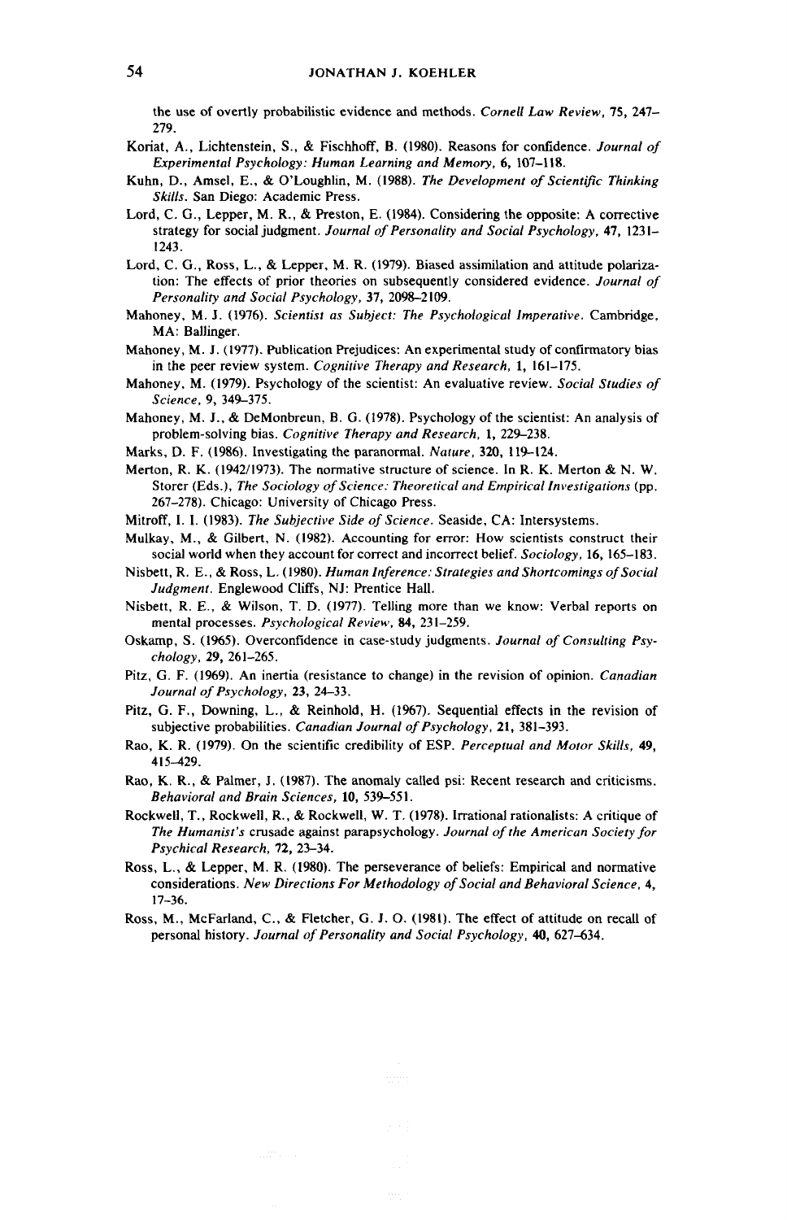the use of overtly probabilistic evidence and methods. *Cornell Law Review*, **75**, 247–279.

Koriat, A., Lichtenstein, S., & Fischhoff, B. (1980). Reasons for confidence. *Journal of Experimental Psychology: Human Learning and Memory*, **6**, 107–118.

Kuhn, D., Amsel, E., & O'Loughlin, M. (1988). *The Development of Scientific Thinking Skills*. San Diego: Academic Press.

Lord, C. G., Lepper, M. R., & Preston, E. (1984). Considering the opposite: A corrective strategy for social judgment. *Journal of Personality and Social Psychology*, **47**, 1231–1243.

Lord, C. G., Ross, L., & Lepper, M. R. (1979). Biased assimilation and attitude polarization: The effects of prior theories on subsequently considered evidence. *Journal of Personality and Social Psychology*, **37**, 2098–2109.

Mahoney, M. J. (1976). *Scientist as Subject: The Psychological Imperative*. Cambridge, MA: Ballinger.

Mahoney, M. J. (1977). Publication Prejudices: An experimental study of confirmatory bias in the peer review system. *Cognitive Therapy and Research*, **1**, 161–175.

Mahoney, M. (1979). Psychology of the scientist: An evaluative review. *Social Studies of Science*, **9**, 349–375.

Mahoney, M. J., & DeMonbreun, B. G. (1978). Psychology of the scientist: An analysis of problem-solving bias. *Cognitive Therapy and Research*, **1**, 229–238.

Marks, D. F. (1986). Investigating the paranormal. *Nature*, **320**, 119–124.

Merton, R. K. (1942/1973). The normative structure of science. In R. K. Merton & N. W. Storer (Eds.), *The Sociology of Science: Theoretical and Empirical Investigations* (pp. 267–278). Chicago: University of Chicago Press.

Mitroff, I. I. (1983). *The Subjective Side of Science*. Seaside, CA: Intersystems.

Mulkay, M., & Gilbert, N. (1982). Accounting for error: How scientists construct their social world when they account for correct and incorrect belief. *Sociology*, **16**, 165–183.

Nisbett, R. E., & Ross, L. (1980). *Human Inference: Strategies and Shortcomings of Social Judgment*. Englewood Cliffs, NJ: Prentice Hall.

Nisbett, R. E., & Wilson, T. D. (1977). Telling more than we know: Verbal reports on mental processes. *Psychological Review*, **84**, 231–259.

Oskamp, S. (1965). Overconfidence in case-study judgments. *Journal of Consulting Psychology*, **29**, 261–265.

Pitz, G. F. (1969). An inertia (resistance to change) in the revision of opinion. *Canadian Journal of Psychology*, **23**, 24–33.

Pitz, G. F., Downing, L., & Reinhold, H. (1967). Sequential effects in the revision of subjective probabilities. *Canadian Journal of Psychology*, **21**, 381–393.

Rao, K. R. (1979). On the scientific credibility of ESP. *Perceptual and Motor Skills*, **49**, 415–429.

Rao, K. R., & Palmer, J. (1987). The anomaly called psi: Recent research and criticisms. *Behavioral and Brain Sciences*, **10**, 539–551.

Rockwell, T., Rockwell, R., & Rockwell, W. T. (1978). Irrational rationalists: A critique of *The Humanist's* crusade against parapsychology. *Journal of the American Society for Psychical Research*, **72**, 23–34.

Ross, L., & Lepper, M. R. (1980). The perseverance of beliefs: Empirical and normative considerations. *New Directions For Methodology of Social and Behavioral Science*, **4**, 17–36.

Ross, M., McFarland, C., & Fletcher, G. J. O. (1981). The effect of attitude on recall of personal history. *Journal of Personality and Social Psychology*, **40**, 627–634.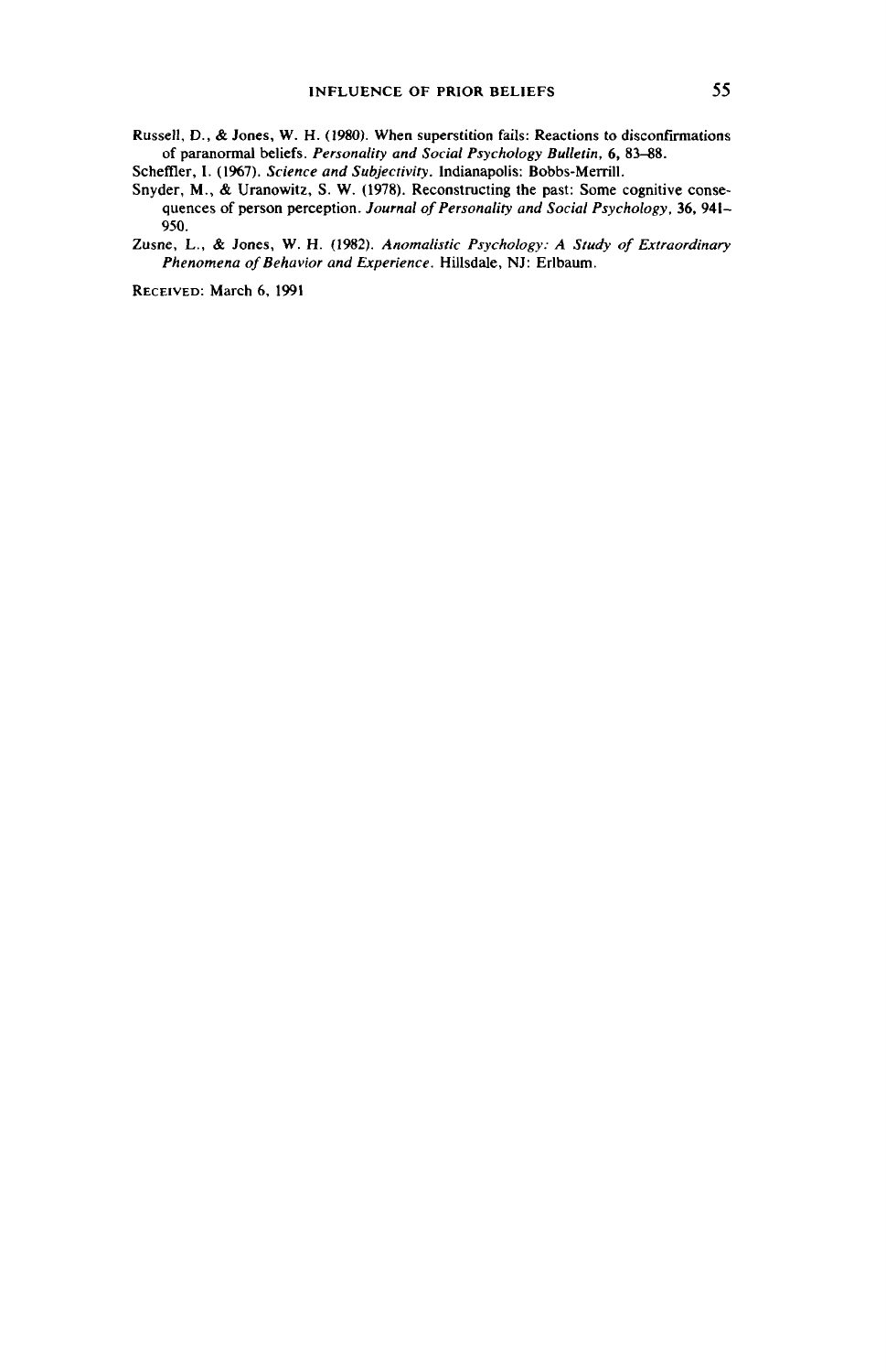Russell, D., & Jones, W. H. (1980). When superstition fails: Reactions to disconfirmations of paranormal beliefs. *Personality and Social Psychology Bulletin*, **6**, 83–88.

Scheffler, I. (1967). *Science and Subjectivity*. Indianapolis: Bobbs-Merrill.

Snyder, M., & Uranowitz, S. W. (1978). Reconstructing the past: Some cognitive consequences of person perception. *Journal of Personality and Social Psychology*, **36**, 941–950.

Zusne, L., & Jones, W. H. (1982). *Anomalistic Psychology: A Study of Extraordinary Phenomena of Behavior and Experience*. Hillsdale, NJ: Erlbaum.

RECEIVED: March 6, 1991